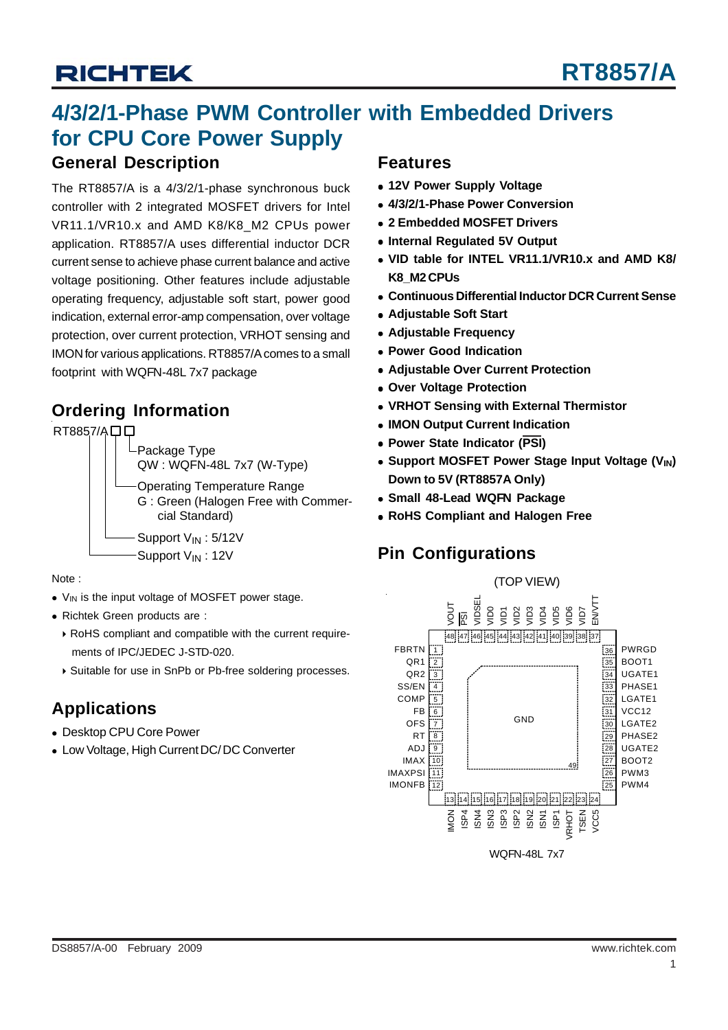# RT8857/A

## 4/3/2/1-Phase PWM Controller with Embedded Drivers for CPU Core Power Supply

## General Description

The RT8857/A is a 4/3/2/1-phase synchronous buck controller with 2 integrated MOSFET drivers for Intel VR11.1/VR10.x and AMD K8/K8_M2 CPUs power application. RT8857/A uses differential inductor DCR current sense to achieve phase current balance and active voltage positioning. Other features include adjustable operating frequency, adjustable soft start, power good indication, external error-amp compensation, over voltage protection, over current protection, VRHOT sensing and IMON for various applications. RT8857/A comes to a small footprint with WQFN-48L 7x7 package

## Ordering Information

RT8857/A □□

- Package Type
  - QW : WQFN-48L 7x7 (W-Type)
- Operating Temperature Range
  - G : Green (Halogen Free with Commercial Standard)
- Support $V_{IN}$ : 5/12V
- Support $V_{IN}$ : 12V

Note :

- $V_{IN}$ is the input voltage of MOSFET power stage.
- Richtek Green products are :
  - RoHS compliant and compatible with the current requirements of IPC/JEDEC J-STD-020.
  - Suitable for use in SnPb or Pb-free soldering processes.

## Applications

- Desktop CPU Core Power
- Low Voltage, High Current DC/DC Converter

## Features

- **12V Power Supply Voltage**
- **4/3/2/1-Phase Power Conversion**
- **2 Embedded MOSFET Drivers**
- **Internal Regulated 5V Output**
- **VID table for INTEL VR11.1/VR10.x and AMD K8/K8_M2 CPUs**
- **Continuous Differential Inductor DCR Current Sense**
- **Adjustable Soft Start**
- **Adjustable Frequency**
- **Power Good Indication**
- **Adjustable Over Current Protection**
- **Over Voltage Protection**
- **VRHOT Sensing with External Thermistor**
- **IMON Output Current Indication**
- **Power State Indicator ($\overline{PSI}$)**
- **Support MOSFET Power Stage Input Voltage ($V_{IN}$) Down to 5V (RT8857A Only)**
- **Small 48-Lead WQFN Package**
- **RoHS Compliant and Halogen Free**

## Pin Configurations

(TOP VIEW)

| Pin | Name | Pin | Name |
|---|---|---|---|
| 1 | FBRTN | 36 | PWRGD |
| 2 | QR1 | 35 | BOOT1 |
| 3 | QR2 | 34 | UGATE1 |
| 4 | SS/EN | 33 | PHASE1 |
| 5 | COMP | 32 | LGATE1 |
| 6 | FB | 31 | VCC12 |
| 7 | OFS | 30 | LGATE2 |
| 8 | RT | 29 | PHASE2 |
| 9 | ADJ | 28 | UGATE2 |
| 10 | IMAX | 27 | BOOT2 |
| 11 | IMAXPSI | 26 | PWM3 |
| 12 | IMONFB | 25 | PWM4 |
| 13 | IMON | 48 | VOUT |
| 14 | ISP4 | 47 | $\overline{PSI}$ |
| 15 | ISN4 | 46 | VIDSEL |
| 16 | ISN3 | 45 | VID0 |
| 17 | ISP3 | 44 | VID1 |
| 18 | ISP2 | 43 | VID2 |
| 19 | ISN2 | 42 | VID3 |
| 20 | ISN1 | 41 | VID4 |
| 21 | ISP1 | 40 | VID5 |
| 22 | VRHOT | 39 | VID6 |
| 23 | TSEN | 38 | VID7 |
| 24 | VCC5 | 37 | EN/VTT |
| 49 | GND (exposed pad) | | |

WQFN-48L 7x7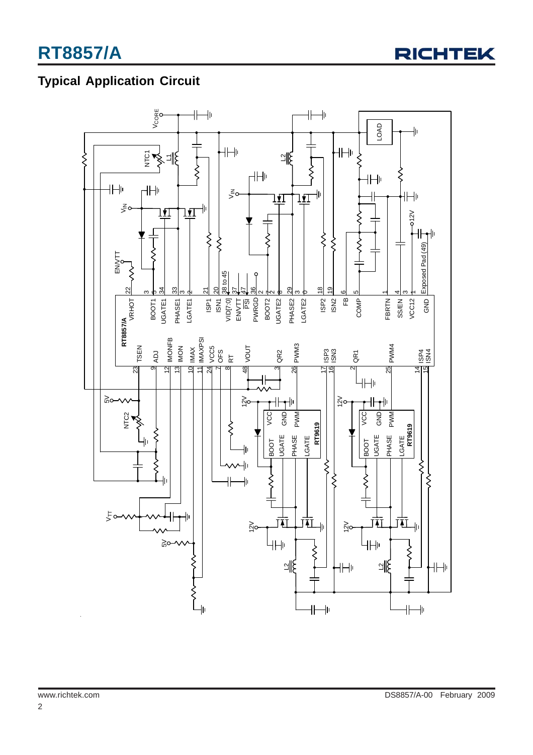## Typical Application Circuit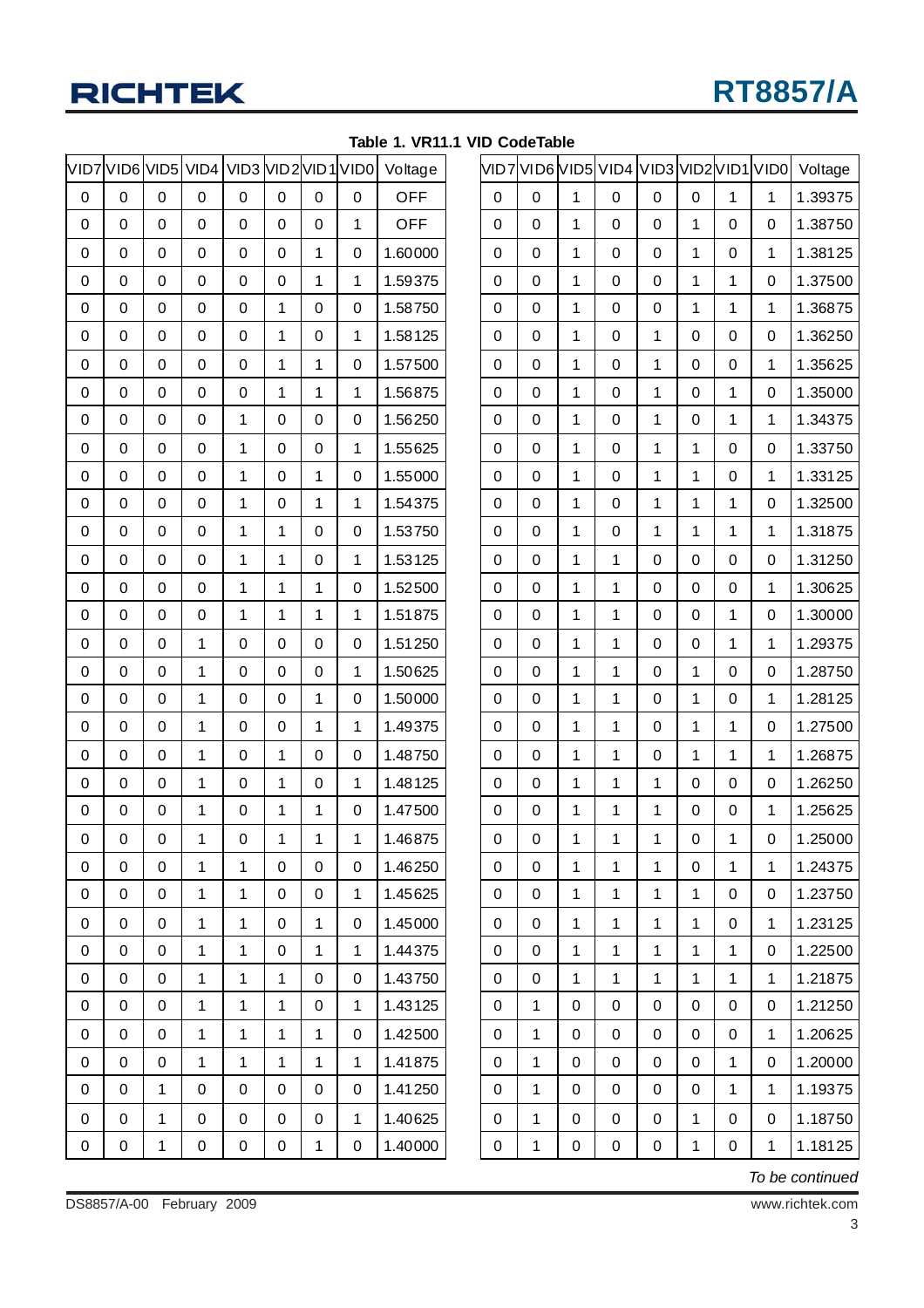**Table 1. VR11.1 VID CodeTable**

| VID7 | VID6 | VID5 | VID4 | VID3 | VID2 | VID1 | VID0 | Voltage |
|---|---|---|---|---|---|---|---|---|
| 0 | 0 | 0 | 0 | 0 | 0 | 0 | 0 | OFF |
| 0 | 0 | 0 | 0 | 0 | 0 | 0 | 1 | OFF |
| 0 | 0 | 0 | 0 | 0 | 0 | 1 | 0 | 1.60000 |
| 0 | 0 | 0 | 0 | 0 | 0 | 1 | 1 | 1.59375 |
| 0 | 0 | 0 | 0 | 0 | 1 | 0 | 0 | 1.58750 |
| 0 | 0 | 0 | 0 | 0 | 1 | 0 | 1 | 1.58125 |
| 0 | 0 | 0 | 0 | 0 | 1 | 1 | 0 | 1.57500 |
| 0 | 0 | 0 | 0 | 0 | 1 | 1 | 1 | 1.56875 |
| 0 | 0 | 0 | 0 | 1 | 0 | 0 | 0 | 1.56250 |
| 0 | 0 | 0 | 0 | 1 | 0 | 0 | 1 | 1.55625 |
| 0 | 0 | 0 | 0 | 1 | 0 | 1 | 0 | 1.55000 |
| 0 | 0 | 0 | 0 | 1 | 0 | 1 | 1 | 1.54375 |
| 0 | 0 | 0 | 0 | 1 | 1 | 0 | 0 | 1.53750 |
| 0 | 0 | 0 | 0 | 1 | 1 | 0 | 1 | 1.53125 |
| 0 | 0 | 0 | 0 | 1 | 1 | 1 | 0 | 1.52500 |
| 0 | 0 | 0 | 0 | 1 | 1 | 1 | 1 | 1.51875 |
| 0 | 0 | 0 | 1 | 0 | 0 | 0 | 0 | 1.51250 |
| 0 | 0 | 0 | 1 | 0 | 0 | 0 | 1 | 1.50625 |
| 0 | 0 | 0 | 1 | 0 | 0 | 1 | 0 | 1.50000 |
| 0 | 0 | 0 | 1 | 0 | 0 | 1 | 1 | 1.49375 |
| 0 | 0 | 0 | 1 | 0 | 1 | 0 | 0 | 1.48750 |
| 0 | 0 | 0 | 1 | 0 | 1 | 0 | 1 | 1.48125 |
| 0 | 0 | 0 | 1 | 0 | 1 | 1 | 0 | 1.47500 |
| 0 | 0 | 0 | 1 | 0 | 1 | 1 | 1 | 1.46875 |
| 0 | 0 | 0 | 1 | 1 | 0 | 0 | 0 | 1.46250 |
| 0 | 0 | 0 | 1 | 1 | 0 | 0 | 1 | 1.45625 |
| 0 | 0 | 0 | 1 | 1 | 0 | 1 | 0 | 1.45000 |
| 0 | 0 | 0 | 1 | 1 | 0 | 1 | 1 | 1.44375 |
| 0 | 0 | 0 | 1 | 1 | 1 | 0 | 0 | 1.43750 |
| 0 | 0 | 0 | 1 | 1 | 1 | 0 | 1 | 1.43125 |
| 0 | 0 | 0 | 1 | 1 | 1 | 1 | 0 | 1.42500 |
| 0 | 0 | 0 | 1 | 1 | 1 | 1 | 1 | 1.41875 |
| 0 | 0 | 1 | 0 | 0 | 0 | 0 | 0 | 1.41250 |
| 0 | 0 | 1 | 0 | 0 | 0 | 0 | 1 | 1.40625 |
| 0 | 0 | 1 | 0 | 0 | 0 | 1 | 0 | 1.40000 |
| 0 | 0 | 1 | 0 | 0 | 0 | 1 | 1 | 1.39375 |
| 0 | 0 | 1 | 0 | 0 | 1 | 0 | 0 | 1.38750 |
| 0 | 0 | 1 | 0 | 0 | 1 | 0 | 1 | 1.38125 |
| 0 | 0 | 1 | 0 | 0 | 1 | 1 | 0 | 1.37500 |
| 0 | 0 | 1 | 0 | 0 | 1 | 1 | 1 | 1.36875 |
| 0 | 0 | 1 | 0 | 1 | 0 | 0 | 0 | 1.36250 |
| 0 | 0 | 1 | 0 | 1 | 0 | 0 | 1 | 1.35625 |
| 0 | 0 | 1 | 0 | 1 | 0 | 1 | 0 | 1.35000 |
| 0 | 0 | 1 | 0 | 1 | 0 | 1 | 1 | 1.34375 |
| 0 | 0 | 1 | 0 | 1 | 1 | 0 | 0 | 1.33750 |
| 0 | 0 | 1 | 0 | 1 | 1 | 0 | 1 | 1.33125 |
| 0 | 0 | 1 | 0 | 1 | 1 | 1 | 0 | 1.32500 |
| 0 | 0 | 1 | 0 | 1 | 1 | 1 | 1 | 1.31875 |
| 0 | 0 | 1 | 1 | 0 | 0 | 0 | 0 | 1.31250 |
| 0 | 0 | 1 | 1 | 0 | 0 | 0 | 1 | 1.30625 |
| 0 | 0 | 1 | 1 | 0 | 0 | 1 | 0 | 1.30000 |
| 0 | 0 | 1 | 1 | 0 | 0 | 1 | 1 | 1.29375 |
| 0 | 0 | 1 | 1 | 0 | 1 | 0 | 0 | 1.28750 |
| 0 | 0 | 1 | 1 | 0 | 1 | 0 | 1 | 1.28125 |
| 0 | 0 | 1 | 1 | 0 | 1 | 1 | 0 | 1.27500 |
| 0 | 0 | 1 | 1 | 0 | 1 | 1 | 1 | 1.26875 |
| 0 | 0 | 1 | 1 | 1 | 0 | 0 | 0 | 1.26250 |
| 0 | 0 | 1 | 1 | 1 | 0 | 0 | 1 | 1.25625 |
| 0 | 0 | 1 | 1 | 1 | 0 | 1 | 0 | 1.25000 |
| 0 | 0 | 1 | 1 | 1 | 0 | 1 | 1 | 1.24375 |
| 0 | 0 | 1 | 1 | 1 | 1 | 0 | 0 | 1.23750 |
| 0 | 0 | 1 | 1 | 1 | 1 | 0 | 1 | 1.23125 |
| 0 | 0 | 1 | 1 | 1 | 1 | 1 | 0 | 1.22500 |
| 0 | 0 | 1 | 1 | 1 | 1 | 1 | 1 | 1.21875 |
| 0 | 1 | 0 | 0 | 0 | 0 | 0 | 0 | 1.21250 |
| 0 | 1 | 0 | 0 | 0 | 0 | 0 | 1 | 1.20625 |
| 0 | 1 | 0 | 0 | 0 | 0 | 1 | 0 | 1.20000 |
| 0 | 1 | 0 | 0 | 0 | 0 | 1 | 1 | 1.19375 |
| 0 | 1 | 0 | 0 | 0 | 1 | 0 | 0 | 1.18750 |
| 0 | 1 | 0 | 0 | 0 | 1 | 0 | 1 | 1.18125 |

*To be continued*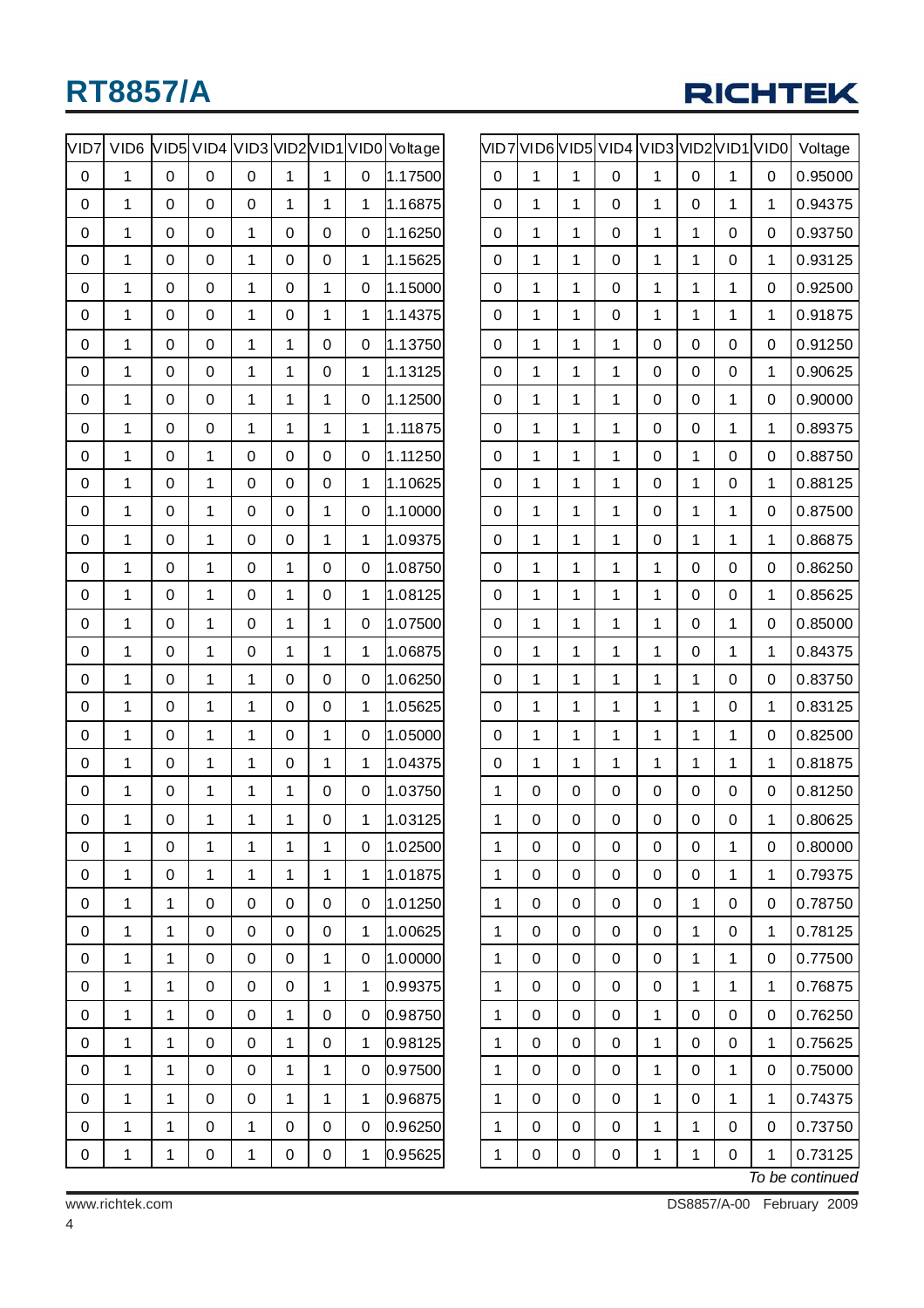| VID7 | VID6 | VID5 | VID4 | VID3 | VID2 | VID1 | VID0 | Voltage |
|---|---|---|---|---|---|---|---|---|
| 0 | 1 | 0 | 0 | 0 | 1 | 1 | 0 | 1.17500 |
| 0 | 1 | 0 | 0 | 0 | 1 | 1 | 1 | 1.16875 |
| 0 | 1 | 0 | 0 | 1 | 0 | 0 | 0 | 1.16250 |
| 0 | 1 | 0 | 0 | 1 | 0 | 0 | 1 | 1.15625 |
| 0 | 1 | 0 | 0 | 1 | 0 | 1 | 0 | 1.15000 |
| 0 | 1 | 0 | 0 | 1 | 0 | 1 | 1 | 1.14375 |
| 0 | 1 | 0 | 0 | 1 | 1 | 0 | 0 | 1.13750 |
| 0 | 1 | 0 | 0 | 1 | 1 | 0 | 1 | 1.13125 |
| 0 | 1 | 0 | 0 | 1 | 1 | 1 | 0 | 1.12500 |
| 0 | 1 | 0 | 0 | 1 | 1 | 1 | 1 | 1.11875 |
| 0 | 1 | 0 | 1 | 0 | 0 | 0 | 0 | 1.11250 |
| 0 | 1 | 0 | 1 | 0 | 0 | 0 | 1 | 1.10625 |
| 0 | 1 | 0 | 1 | 0 | 0 | 1 | 0 | 1.10000 |
| 0 | 1 | 0 | 1 | 0 | 0 | 1 | 1 | 1.09375 |
| 0 | 1 | 0 | 1 | 0 | 1 | 0 | 0 | 1.08750 |
| 0 | 1 | 0 | 1 | 0 | 1 | 0 | 1 | 1.08125 |
| 0 | 1 | 0 | 1 | 0 | 1 | 1 | 0 | 1.07500 |
| 0 | 1 | 0 | 1 | 0 | 1 | 1 | 1 | 1.06875 |
| 0 | 1 | 0 | 1 | 1 | 0 | 0 | 0 | 1.06250 |
| 0 | 1 | 0 | 1 | 1 | 0 | 0 | 1 | 1.05625 |
| 0 | 1 | 0 | 1 | 1 | 0 | 1 | 0 | 1.05000 |
| 0 | 1 | 0 | 1 | 1 | 0 | 1 | 1 | 1.04375 |
| 0 | 1 | 0 | 1 | 1 | 1 | 0 | 0 | 1.03750 |
| 0 | 1 | 0 | 1 | 1 | 1 | 0 | 1 | 1.03125 |
| 0 | 1 | 0 | 1 | 1 | 1 | 1 | 0 | 1.02500 |
| 0 | 1 | 0 | 1 | 1 | 1 | 1 | 1 | 1.01875 |
| 0 | 1 | 1 | 0 | 0 | 0 | 0 | 0 | 1.01250 |
| 0 | 1 | 1 | 0 | 0 | 0 | 0 | 1 | 1.00625 |
| 0 | 1 | 1 | 0 | 0 | 0 | 1 | 0 | 1.00000 |
| 0 | 1 | 1 | 0 | 0 | 0 | 1 | 1 | 0.99375 |
| 0 | 1 | 1 | 0 | 0 | 1 | 0 | 0 | 0.98750 |
| 0 | 1 | 1 | 0 | 0 | 1 | 0 | 1 | 0.98125 |
| 0 | 1 | 1 | 0 | 0 | 1 | 1 | 0 | 0.97500 |
| 0 | 1 | 1 | 0 | 0 | 1 | 1 | 1 | 0.96875 |
| 0 | 1 | 1 | 0 | 1 | 0 | 0 | 0 | 0.96250 |
| 0 | 1 | 1 | 0 | 1 | 0 | 0 | 1 | 0.95625 |
| 0 | 1 | 1 | 0 | 1 | 0 | 1 | 0 | 0.95000 |
| 0 | 1 | 1 | 0 | 1 | 0 | 1 | 1 | 0.94375 |
| 0 | 1 | 1 | 0 | 1 | 1 | 0 | 0 | 0.93750 |
| 0 | 1 | 1 | 0 | 1 | 1 | 0 | 1 | 0.93125 |
| 0 | 1 | 1 | 0 | 1 | 1 | 1 | 0 | 0.92500 |
| 0 | 1 | 1 | 0 | 1 | 1 | 1 | 1 | 0.91875 |
| 0 | 1 | 1 | 1 | 0 | 0 | 0 | 0 | 0.91250 |
| 0 | 1 | 1 | 1 | 0 | 0 | 0 | 1 | 0.90625 |
| 0 | 1 | 1 | 1 | 0 | 0 | 1 | 0 | 0.90000 |
| 0 | 1 | 1 | 1 | 0 | 0 | 1 | 1 | 0.89375 |
| 0 | 1 | 1 | 1 | 0 | 1 | 0 | 0 | 0.88750 |
| 0 | 1 | 1 | 1 | 0 | 1 | 0 | 1 | 0.88125 |
| 0 | 1 | 1 | 1 | 0 | 1 | 1 | 0 | 0.87500 |
| 0 | 1 | 1 | 1 | 0 | 1 | 1 | 1 | 0.86875 |
| 0 | 1 | 1 | 1 | 1 | 0 | 0 | 0 | 0.86250 |
| 0 | 1 | 1 | 1 | 1 | 0 | 0 | 1 | 0.85625 |
| 0 | 1 | 1 | 1 | 1 | 0 | 1 | 0 | 0.85000 |
| 0 | 1 | 1 | 1 | 1 | 0 | 1 | 1 | 0.84375 |
| 0 | 1 | 1 | 1 | 1 | 1 | 0 | 0 | 0.83750 |
| 0 | 1 | 1 | 1 | 1 | 1 | 0 | 1 | 0.83125 |
| 0 | 1 | 1 | 1 | 1 | 1 | 1 | 0 | 0.82500 |
| 0 | 1 | 1 | 1 | 1 | 1 | 1 | 1 | 0.81875 |
| 1 | 0 | 0 | 0 | 0 | 0 | 0 | 0 | 0.81250 |
| 1 | 0 | 0 | 0 | 0 | 0 | 0 | 1 | 0.80625 |
| 1 | 0 | 0 | 0 | 0 | 0 | 1 | 0 | 0.80000 |
| 1 | 0 | 0 | 0 | 0 | 0 | 1 | 1 | 0.79375 |
| 1 | 0 | 0 | 0 | 0 | 1 | 0 | 0 | 0.78750 |
| 1 | 0 | 0 | 0 | 0 | 1 | 0 | 1 | 0.78125 |
| 1 | 0 | 0 | 0 | 0 | 1 | 1 | 0 | 0.77500 |
| 1 | 0 | 0 | 0 | 0 | 1 | 1 | 1 | 0.76875 |
| 1 | 0 | 0 | 0 | 1 | 0 | 0 | 0 | 0.76250 |
| 1 | 0 | 0 | 0 | 1 | 0 | 0 | 1 | 0.75625 |
| 1 | 0 | 0 | 0 | 1 | 0 | 1 | 0 | 0.75000 |
| 1 | 0 | 0 | 0 | 1 | 0 | 1 | 1 | 0.74375 |
| 1 | 0 | 0 | 0 | 1 | 1 | 0 | 0 | 0.73750 |
| 1 | 0 | 0 | 0 | 1 | 1 | 0 | 1 | 0.73125 |

*To be continued*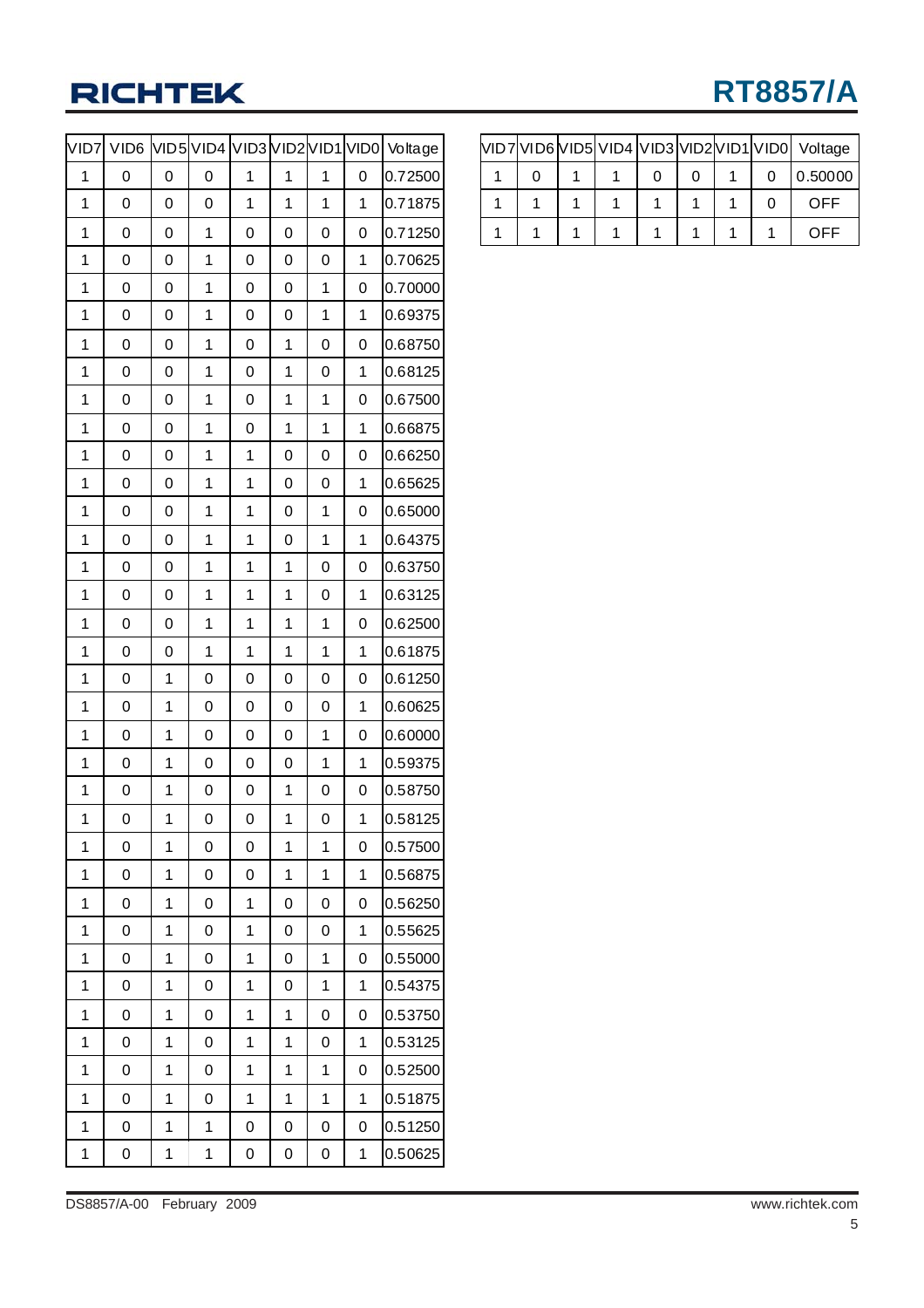| VID7 | VID6 | VID5 | VID4 | VID3 | VID2 | VID1 | VID0 | Voltage |
|---|---|---|---|---|---|---|---|---|
| 1 | 0 | 0 | 0 | 1 | 1 | 1 | 0 | 0.72500 |
| 1 | 0 | 0 | 0 | 1 | 1 | 1 | 1 | 0.71875 |
| 1 | 0 | 0 | 1 | 0 | 0 | 0 | 0 | 0.71250 |
| 1 | 0 | 0 | 1 | 0 | 0 | 0 | 1 | 0.70625 |
| 1 | 0 | 0 | 1 | 0 | 0 | 1 | 0 | 0.70000 |
| 1 | 0 | 0 | 1 | 0 | 0 | 1 | 1 | 0.69375 |
| 1 | 0 | 0 | 1 | 0 | 1 | 0 | 0 | 0.68750 |
| 1 | 0 | 0 | 1 | 0 | 1 | 0 | 1 | 0.68125 |
| 1 | 0 | 0 | 1 | 0 | 1 | 1 | 0 | 0.67500 |
| 1 | 0 | 0 | 1 | 0 | 1 | 1 | 1 | 0.66875 |
| 1 | 0 | 0 | 1 | 1 | 0 | 0 | 0 | 0.66250 |
| 1 | 0 | 0 | 1 | 1 | 0 | 0 | 1 | 0.65625 |
| 1 | 0 | 0 | 1 | 1 | 0 | 1 | 0 | 0.65000 |
| 1 | 0 | 0 | 1 | 1 | 0 | 1 | 1 | 0.64375 |
| 1 | 0 | 0 | 1 | 1 | 1 | 0 | 0 | 0.63750 |
| 1 | 0 | 0 | 1 | 1 | 1 | 0 | 1 | 0.63125 |
| 1 | 0 | 0 | 1 | 1 | 1 | 1 | 0 | 0.62500 |
| 1 | 0 | 0 | 1 | 1 | 1 | 1 | 1 | 0.61875 |
| 1 | 0 | 1 | 0 | 0 | 0 | 0 | 0 | 0.61250 |
| 1 | 0 | 1 | 0 | 0 | 0 | 0 | 1 | 0.60625 |
| 1 | 0 | 1 | 0 | 0 | 0 | 1 | 0 | 0.60000 |
| 1 | 0 | 1 | 0 | 0 | 0 | 1 | 1 | 0.59375 |
| 1 | 0 | 1 | 0 | 0 | 1 | 0 | 0 | 0.58750 |
| 1 | 0 | 1 | 0 | 0 | 1 | 0 | 1 | 0.58125 |
| 1 | 0 | 1 | 0 | 0 | 1 | 1 | 0 | 0.57500 |
| 1 | 0 | 1 | 0 | 0 | 1 | 1 | 1 | 0.56875 |
| 1 | 0 | 1 | 0 | 1 | 0 | 0 | 0 | 0.56250 |
| 1 | 0 | 1 | 0 | 1 | 0 | 0 | 1 | 0.55625 |
| 1 | 0 | 1 | 0 | 1 | 0 | 1 | 0 | 0.55000 |
| 1 | 0 | 1 | 0 | 1 | 0 | 1 | 1 | 0.54375 |
| 1 | 0 | 1 | 0 | 1 | 1 | 0 | 0 | 0.53750 |
| 1 | 0 | 1 | 0 | 1 | 1 | 0 | 1 | 0.53125 |
| 1 | 0 | 1 | 0 | 1 | 1 | 1 | 0 | 0.52500 |
| 1 | 0 | 1 | 0 | 1 | 1 | 1 | 1 | 0.51875 |
| 1 | 0 | 1 | 1 | 0 | 0 | 0 | 0 | 0.51250 |
| 1 | 0 | 1 | 1 | 0 | 0 | 0 | 1 | 0.50625 |
| 1 | 0 | 1 | 1 | 0 | 0 | 1 | 0 | 0.50000 |
| 1 | 1 | 1 | 1 | 1 | 1 | 1 | 0 | OFF |
| 1 | 1 | 1 | 1 | 1 | 1 | 1 | 1 | OFF |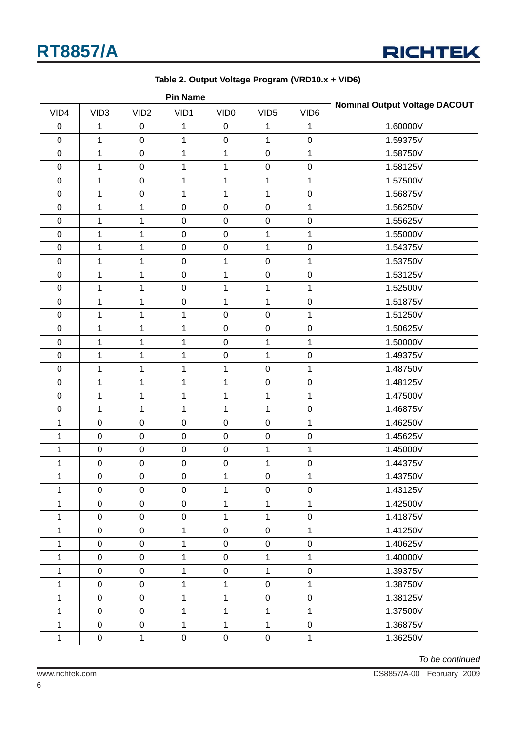**Table 2. Output Voltage Program (VRD10.x + VID6)**

| Pin Name | | | | | | | Nominal Output Voltage DACOUT |
|---|---|---|---|---|---|---|---|
| VID4 | VID3 | VID2 | VID1 | VID0 | VID5 | VID6 | |
| 0 | 1 | 0 | 1 | 0 | 1 | 1 | 1.60000V |
| 0 | 1 | 0 | 1 | 0 | 1 | 0 | 1.59375V |
| 0 | 1 | 0 | 1 | 1 | 0 | 1 | 1.58750V |
| 0 | 1 | 0 | 1 | 1 | 0 | 0 | 1.58125V |
| 0 | 1 | 0 | 1 | 1 | 1 | 1 | 1.57500V |
| 0 | 1 | 0 | 1 | 1 | 1 | 0 | 1.56875V |
| 0 | 1 | 1 | 0 | 0 | 0 | 1 | 1.56250V |
| 0 | 1 | 1 | 0 | 0 | 0 | 0 | 1.55625V |
| 0 | 1 | 1 | 0 | 0 | 1 | 1 | 1.55000V |
| 0 | 1 | 1 | 0 | 0 | 1 | 0 | 1.54375V |
| 0 | 1 | 1 | 0 | 1 | 0 | 1 | 1.53750V |
| 0 | 1 | 1 | 0 | 1 | 0 | 0 | 1.53125V |
| 0 | 1 | 1 | 0 | 1 | 1 | 1 | 1.52500V |
| 0 | 1 | 1 | 0 | 1 | 1 | 0 | 1.51875V |
| 0 | 1 | 1 | 1 | 0 | 0 | 1 | 1.51250V |
| 0 | 1 | 1 | 1 | 0 | 0 | 0 | 1.50625V |
| 0 | 1 | 1 | 1 | 0 | 1 | 1 | 1.50000V |
| 0 | 1 | 1 | 1 | 0 | 1 | 0 | 1.49375V |
| 0 | 1 | 1 | 1 | 1 | 0 | 1 | 1.48750V |
| 0 | 1 | 1 | 1 | 1 | 0 | 0 | 1.48125V |
| 0 | 1 | 1 | 1 | 1 | 1 | 1 | 1.47500V |
| 0 | 1 | 1 | 1 | 1 | 1 | 0 | 1.46875V |
| 1 | 0 | 0 | 0 | 0 | 0 | 1 | 1.46250V |
| 1 | 0 | 0 | 0 | 0 | 0 | 0 | 1.45625V |
| 1 | 0 | 0 | 0 | 0 | 1 | 1 | 1.45000V |
| 1 | 0 | 0 | 0 | 0 | 1 | 0 | 1.44375V |
| 1 | 0 | 0 | 0 | 1 | 0 | 1 | 1.43750V |
| 1 | 0 | 0 | 0 | 1 | 0 | 0 | 1.43125V |
| 1 | 0 | 0 | 0 | 1 | 1 | 1 | 1.42500V |
| 1 | 0 | 0 | 0 | 1 | 1 | 0 | 1.41875V |
| 1 | 0 | 0 | 1 | 0 | 0 | 1 | 1.41250V |
| 1 | 0 | 0 | 1 | 0 | 0 | 0 | 1.40625V |
| 1 | 0 | 0 | 1 | 0 | 1 | 1 | 1.40000V |
| 1 | 0 | 0 | 1 | 0 | 1 | 0 | 1.39375V |
| 1 | 0 | 0 | 1 | 1 | 0 | 1 | 1.38750V |
| 1 | 0 | 0 | 1 | 1 | 0 | 0 | 1.38125V |
| 1 | 0 | 0 | 1 | 1 | 1 | 1 | 1.37500V |
| 1 | 0 | 0 | 1 | 1 | 1 | 0 | 1.36875V |
| 1 | 0 | 1 | 0 | 0 | 0 | 1 | 1.36250V |

*To be continued*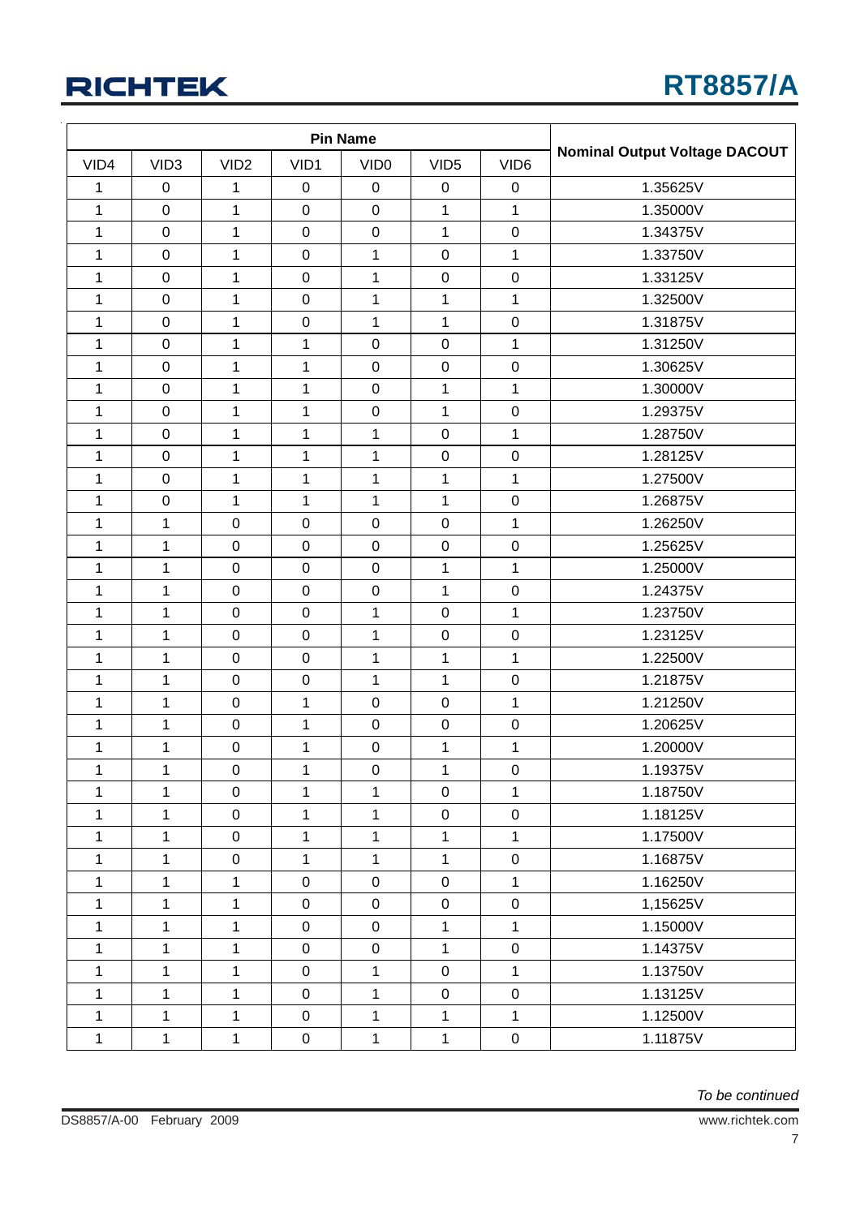| Pin Name | | | | | | | Nominal Output Voltage DACOUT |
|---|---|---|---|---|---|---|---|
| VID4 | VID3 | VID2 | VID1 | VID0 | VID5 | VID6 | |
| 1 | 0 | 1 | 0 | 0 | 0 | 0 | 1.35625V |
| 1 | 0 | 1 | 0 | 0 | 1 | 1 | 1.35000V |
| 1 | 0 | 1 | 0 | 0 | 1 | 0 | 1.34375V |
| 1 | 0 | 1 | 0 | 1 | 0 | 1 | 1.33750V |
| 1 | 0 | 1 | 0 | 1 | 0 | 0 | 1.33125V |
| 1 | 0 | 1 | 0 | 1 | 1 | 1 | 1.32500V |
| 1 | 0 | 1 | 0 | 1 | 1 | 0 | 1.31875V |
| 1 | 0 | 1 | 1 | 0 | 0 | 1 | 1.31250V |
| 1 | 0 | 1 | 1 | 0 | 0 | 0 | 1.30625V |
| 1 | 0 | 1 | 1 | 0 | 1 | 1 | 1.30000V |
| 1 | 0 | 1 | 1 | 0 | 1 | 0 | 1.29375V |
| 1 | 0 | 1 | 1 | 1 | 0 | 1 | 1.28750V |
| 1 | 0 | 1 | 1 | 1 | 0 | 0 | 1.28125V |
| 1 | 0 | 1 | 1 | 1 | 1 | 1 | 1.27500V |
| 1 | 0 | 1 | 1 | 1 | 1 | 0 | 1.26875V |
| 1 | 1 | 0 | 0 | 0 | 0 | 1 | 1.26250V |
| 1 | 1 | 0 | 0 | 0 | 0 | 0 | 1.25625V |
| 1 | 1 | 0 | 0 | 0 | 1 | 1 | 1.25000V |
| 1 | 1 | 0 | 0 | 0 | 1 | 0 | 1.24375V |
| 1 | 1 | 0 | 0 | 1 | 0 | 1 | 1.23750V |
| 1 | 1 | 0 | 0 | 1 | 0 | 0 | 1.23125V |
| 1 | 1 | 0 | 0 | 1 | 1 | 1 | 1.22500V |
| 1 | 1 | 0 | 0 | 1 | 1 | 0 | 1.21875V |
| 1 | 1 | 0 | 1 | 0 | 0 | 1 | 1.21250V |
| 1 | 1 | 0 | 1 | 0 | 0 | 0 | 1.20625V |
| 1 | 1 | 0 | 1 | 0 | 1 | 1 | 1.20000V |
| 1 | 1 | 0 | 1 | 0 | 1 | 0 | 1.19375V |
| 1 | 1 | 0 | 1 | 1 | 0 | 1 | 1.18750V |
| 1 | 1 | 0 | 1 | 1 | 0 | 0 | 1.18125V |
| 1 | 1 | 0 | 1 | 1 | 1 | 1 | 1.17500V |
| 1 | 1 | 0 | 1 | 1 | 1 | 0 | 1.16875V |
| 1 | 1 | 1 | 0 | 0 | 0 | 1 | 1.16250V |
| 1 | 1 | 1 | 0 | 0 | 0 | 0 | 1,15625V |
| 1 | 1 | 1 | 0 | 0 | 1 | 1 | 1.15000V |
| 1 | 1 | 1 | 0 | 0 | 1 | 0 | 1.14375V |
| 1 | 1 | 1 | 0 | 1 | 0 | 1 | 1.13750V |
| 1 | 1 | 1 | 0 | 1 | 0 | 0 | 1.13125V |
| 1 | 1 | 1 | 0 | 1 | 1 | 1 | 1.12500V |
| 1 | 1 | 1 | 0 | 1 | 1 | 0 | 1.11875V |

*To be continued*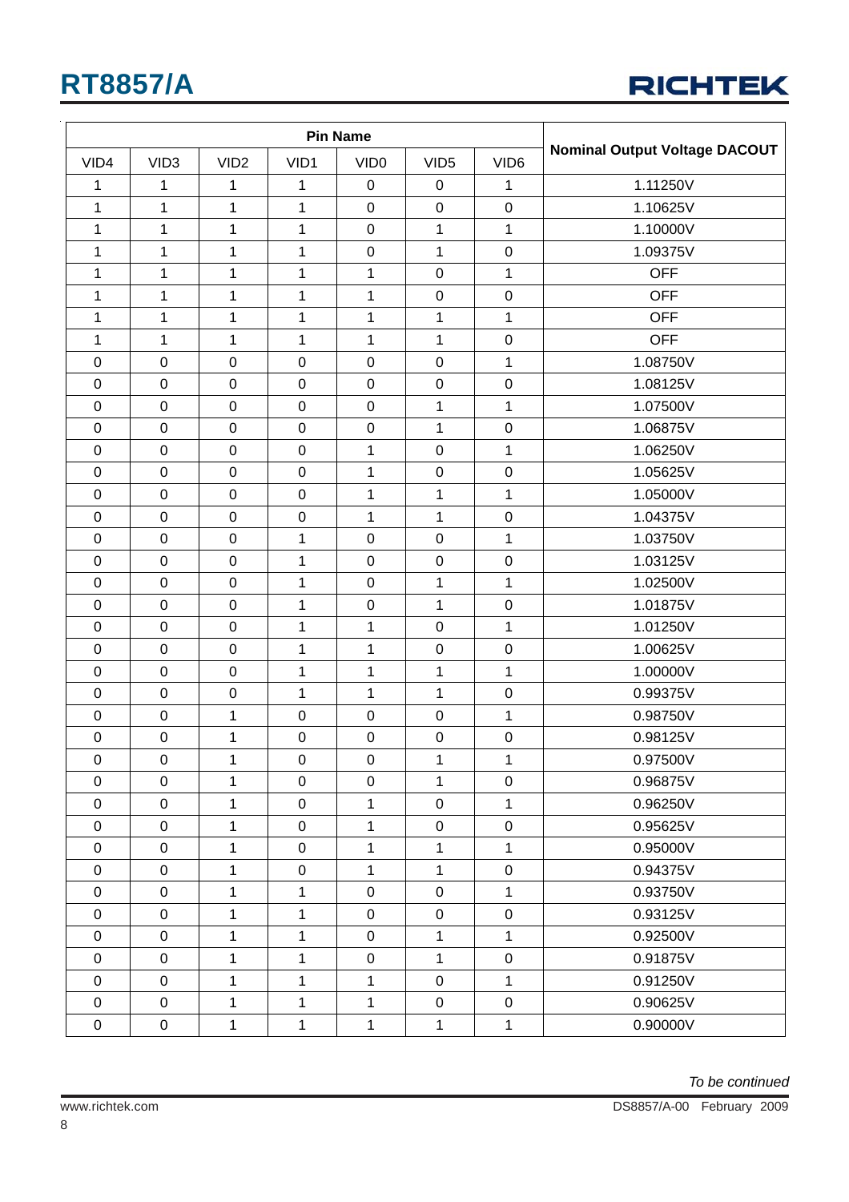| Pin Name | | | | | | | Nominal Output Voltage DACOUT |
|---|---|---|---|---|---|---|---|
| VID4 | VID3 | VID2 | VID1 | VID0 | VID5 | VID6 | |
| 1 | 1 | 1 | 1 | 0 | 0 | 1 | 1.11250V |
| 1 | 1 | 1 | 1 | 0 | 0 | 0 | 1.10625V |
| 1 | 1 | 1 | 1 | 0 | 1 | 1 | 1.10000V |
| 1 | 1 | 1 | 1 | 0 | 1 | 0 | 1.09375V |
| 1 | 1 | 1 | 1 | 1 | 0 | 1 | OFF |
| 1 | 1 | 1 | 1 | 1 | 0 | 0 | OFF |
| 1 | 1 | 1 | 1 | 1 | 1 | 1 | OFF |
| 1 | 1 | 1 | 1 | 1 | 1 | 0 | OFF |
| 0 | 0 | 0 | 0 | 0 | 0 | 1 | 1.08750V |
| 0 | 0 | 0 | 0 | 0 | 0 | 0 | 1.08125V |
| 0 | 0 | 0 | 0 | 0 | 1 | 1 | 1.07500V |
| 0 | 0 | 0 | 0 | 0 | 1 | 0 | 1.06875V |
| 0 | 0 | 0 | 0 | 1 | 0 | 1 | 1.06250V |
| 0 | 0 | 0 | 0 | 1 | 0 | 0 | 1.05625V |
| 0 | 0 | 0 | 0 | 1 | 1 | 1 | 1.05000V |
| 0 | 0 | 0 | 0 | 1 | 1 | 0 | 1.04375V |
| 0 | 0 | 0 | 1 | 0 | 0 | 1 | 1.03750V |
| 0 | 0 | 0 | 1 | 0 | 0 | 0 | 1.03125V |
| 0 | 0 | 0 | 1 | 0 | 1 | 1 | 1.02500V |
| 0 | 0 | 0 | 1 | 0 | 1 | 0 | 1.01875V |
| 0 | 0 | 0 | 1 | 1 | 0 | 1 | 1.01250V |
| 0 | 0 | 0 | 1 | 1 | 0 | 0 | 1.00625V |
| 0 | 0 | 0 | 1 | 1 | 1 | 1 | 1.00000V |
| 0 | 0 | 0 | 1 | 1 | 1 | 0 | 0.99375V |
| 0 | 0 | 1 | 0 | 0 | 0 | 1 | 0.98750V |
| 0 | 0 | 1 | 0 | 0 | 0 | 0 | 0.98125V |
| 0 | 0 | 1 | 0 | 0 | 1 | 1 | 0.97500V |
| 0 | 0 | 1 | 0 | 0 | 1 | 0 | 0.96875V |
| 0 | 0 | 1 | 0 | 1 | 0 | 1 | 0.96250V |
| 0 | 0 | 1 | 0 | 1 | 0 | 0 | 0.95625V |
| 0 | 0 | 1 | 0 | 1 | 1 | 1 | 0.95000V |
| 0 | 0 | 1 | 0 | 1 | 1 | 0 | 0.94375V |
| 0 | 0 | 1 | 1 | 0 | 0 | 1 | 0.93750V |
| 0 | 0 | 1 | 1 | 0 | 0 | 0 | 0.93125V |
| 0 | 0 | 1 | 1 | 0 | 1 | 1 | 0.92500V |
| 0 | 0 | 1 | 1 | 0 | 1 | 0 | 0.91875V |
| 0 | 0 | 1 | 1 | 1 | 0 | 1 | 0.91250V |
| 0 | 0 | 1 | 1 | 1 | 0 | 0 | 0.90625V |
| 0 | 0 | 1 | 1 | 1 | 1 | 1 | 0.90000V |

*To be continued*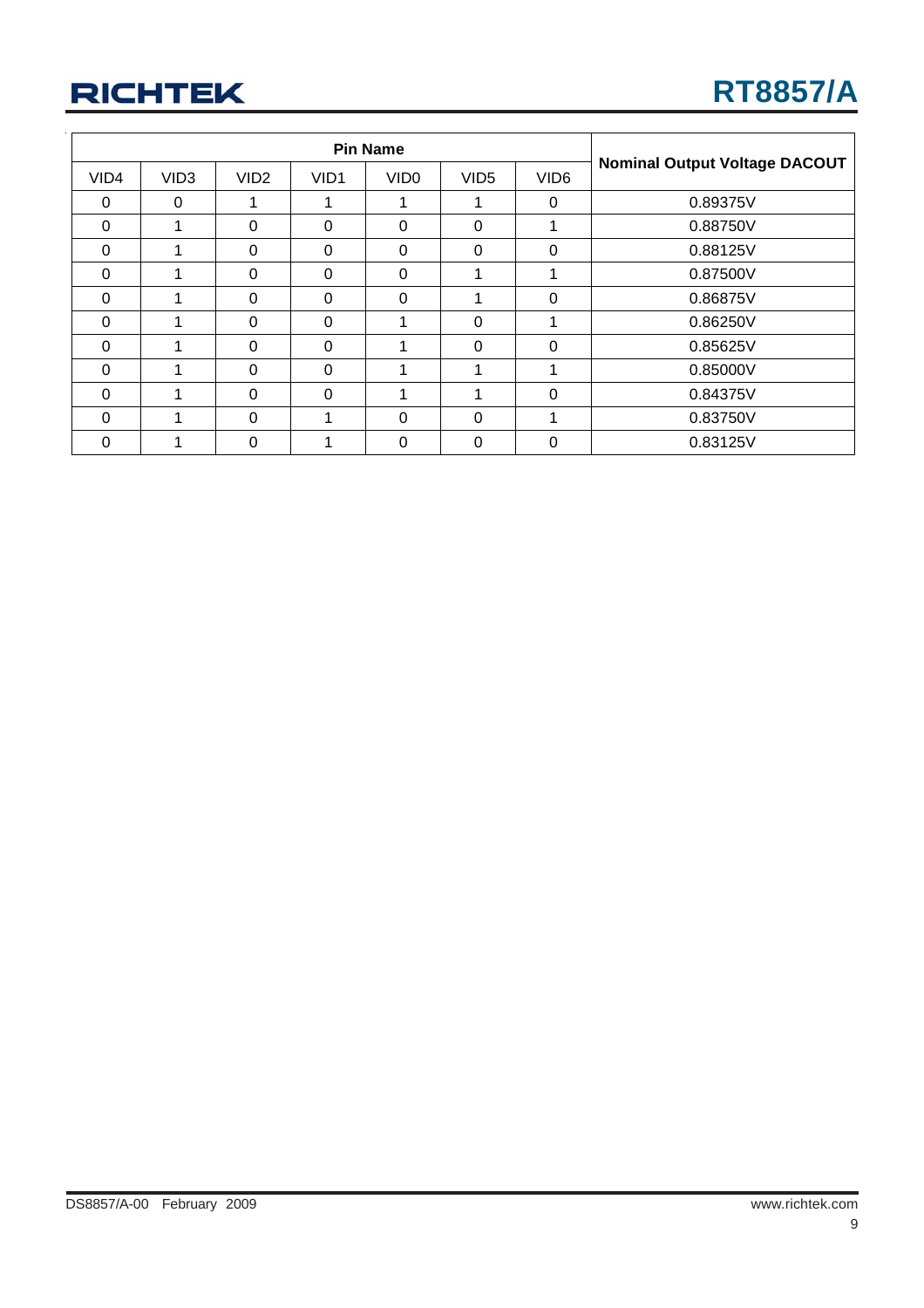| Pin Name | | | | | | | Nominal Output Voltage DACOUT |
|---|---|---|---|---|---|---|---|
| VID4 | VID3 | VID2 | VID1 | VID0 | VID5 | VID6 | |
| 0 | 0 | 1 | 1 | 1 | 1 | 0 | 0.89375V |
| 0 | 1 | 0 | 0 | 0 | 0 | 1 | 0.88750V |
| 0 | 1 | 0 | 0 | 0 | 0 | 0 | 0.88125V |
| 0 | 1 | 0 | 0 | 0 | 1 | 1 | 0.87500V |
| 0 | 1 | 0 | 0 | 0 | 1 | 0 | 0.86875V |
| 0 | 1 | 0 | 0 | 1 | 0 | 1 | 0.86250V |
| 0 | 1 | 0 | 0 | 1 | 0 | 0 | 0.85625V |
| 0 | 1 | 0 | 0 | 1 | 1 | 1 | 0.85000V |
| 0 | 1 | 0 | 0 | 1 | 1 | 0 | 0.84375V |
| 0 | 1 | 0 | 1 | 0 | 0 | 1 | 0.83750V |
| 0 | 1 | 0 | 1 | 0 | 0 | 0 | 0.83125V |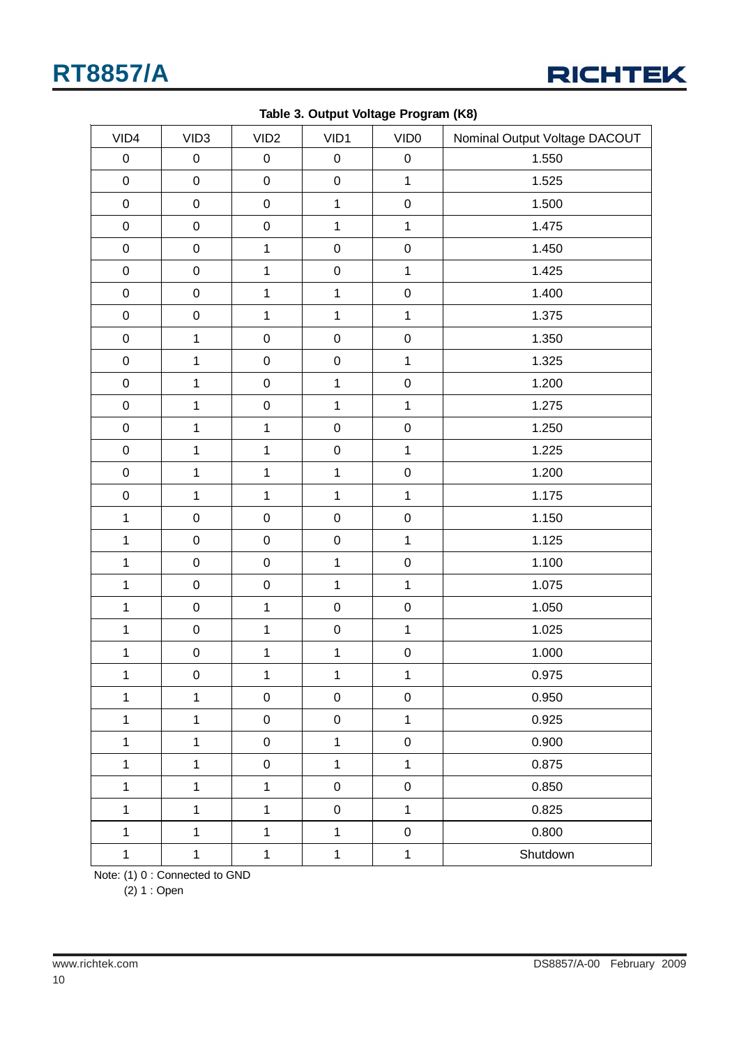**Table 3. Output Voltage Program (K8)**

| VID4 | VID3 | VID2 | VID1 | VID0 | Nominal Output Voltage DACOUT |
|---|---|---|---|---|---|
| 0 | 0 | 0 | 0 | 0 | 1.550 |
| 0 | 0 | 0 | 0 | 1 | 1.525 |
| 0 | 0 | 0 | 1 | 0 | 1.500 |
| 0 | 0 | 0 | 1 | 1 | 1.475 |
| 0 | 0 | 1 | 0 | 0 | 1.450 |
| 0 | 0 | 1 | 0 | 1 | 1.425 |
| 0 | 0 | 1 | 1 | 0 | 1.400 |
| 0 | 0 | 1 | 1 | 1 | 1.375 |
| 0 | 1 | 0 | 0 | 0 | 1.350 |
| 0 | 1 | 0 | 0 | 1 | 1.325 |
| 0 | 1 | 0 | 1 | 0 | 1.200 |
| 0 | 1 | 0 | 1 | 1 | 1.275 |
| 0 | 1 | 1 | 0 | 0 | 1.250 |
| 0 | 1 | 1 | 0 | 1 | 1.225 |
| 0 | 1 | 1 | 1 | 0 | 1.200 |
| 0 | 1 | 1 | 1 | 1 | 1.175 |
| 1 | 0 | 0 | 0 | 0 | 1.150 |
| 1 | 0 | 0 | 0 | 1 | 1.125 |
| 1 | 0 | 0 | 1 | 0 | 1.100 |
| 1 | 0 | 0 | 1 | 1 | 1.075 |
| 1 | 0 | 1 | 0 | 0 | 1.050 |
| 1 | 0 | 1 | 0 | 1 | 1.025 |
| 1 | 0 | 1 | 1 | 0 | 1.000 |
| 1 | 0 | 1 | 1 | 1 | 0.975 |
| 1 | 1 | 0 | 0 | 0 | 0.950 |
| 1 | 1 | 0 | 0 | 1 | 0.925 |
| 1 | 1 | 0 | 1 | 0 | 0.900 |
| 1 | 1 | 0 | 1 | 1 | 0.875 |
| 1 | 1 | 1 | 0 | 0 | 0.850 |
| 1 | 1 | 1 | 0 | 1 | 0.825 |
| 1 | 1 | 1 | 1 | 0 | 0.800 |
| 1 | 1 | 1 | 1 | 1 | Shutdown |

Note: (1) 0 : Connected to GND
(2) 1 : Open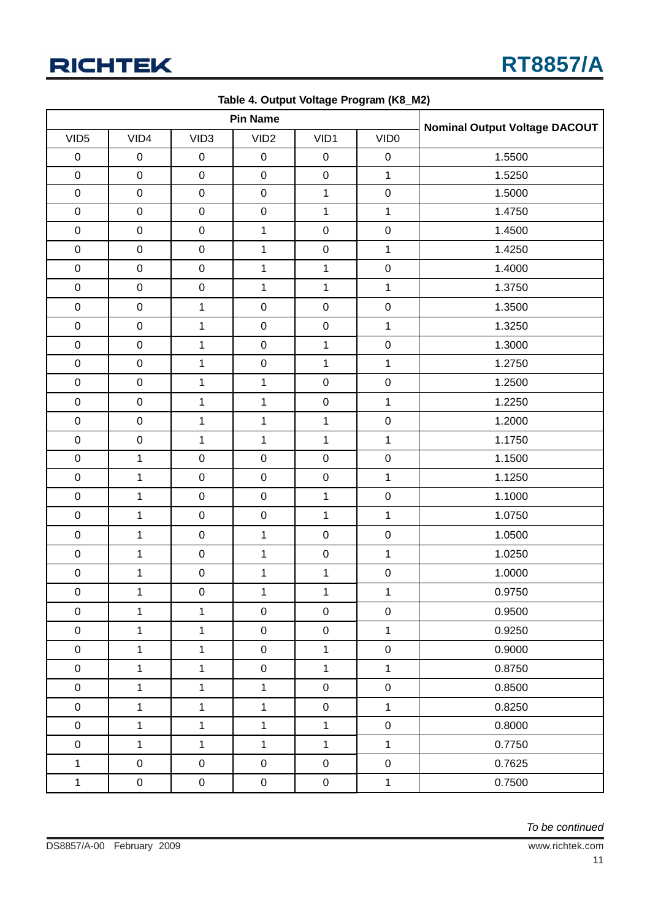**Table 4. Output Voltage Program (K8_M2)**

| Pin Name | | | | | | Nominal Output Voltage DACOUT |
|---|---|---|---|---|---|---|
| VID5 | VID4 | VID3 | VID2 | VID1 | VID0 | |
| 0 | 0 | 0 | 0 | 0 | 0 | 1.5500 |
| 0 | 0 | 0 | 0 | 0 | 1 | 1.5250 |
| 0 | 0 | 0 | 0 | 1 | 0 | 1.5000 |
| 0 | 0 | 0 | 0 | 1 | 1 | 1.4750 |
| 0 | 0 | 0 | 1 | 0 | 0 | 1.4500 |
| 0 | 0 | 0 | 1 | 0 | 1 | 1.4250 |
| 0 | 0 | 0 | 1 | 1 | 0 | 1.4000 |
| 0 | 0 | 0 | 1 | 1 | 1 | 1.3750 |
| 0 | 0 | 1 | 0 | 0 | 0 | 1.3500 |
| 0 | 0 | 1 | 0 | 0 | 1 | 1.3250 |
| 0 | 0 | 1 | 0 | 1 | 0 | 1.3000 |
| 0 | 0 | 1 | 0 | 1 | 1 | 1.2750 |
| 0 | 0 | 1 | 1 | 0 | 0 | 1.2500 |
| 0 | 0 | 1 | 1 | 0 | 1 | 1.2250 |
| 0 | 0 | 1 | 1 | 1 | 0 | 1.2000 |
| 0 | 0 | 1 | 1 | 1 | 1 | 1.1750 |
| 0 | 1 | 0 | 0 | 0 | 0 | 1.1500 |
| 0 | 1 | 0 | 0 | 0 | 1 | 1.1250 |
| 0 | 1 | 0 | 0 | 1 | 0 | 1.1000 |
| 0 | 1 | 0 | 0 | 1 | 1 | 1.0750 |
| 0 | 1 | 0 | 1 | 0 | 0 | 1.0500 |
| 0 | 1 | 0 | 1 | 0 | 1 | 1.0250 |
| 0 | 1 | 0 | 1 | 1 | 0 | 1.0000 |
| 0 | 1 | 0 | 1 | 1 | 1 | 0.9750 |
| 0 | 1 | 1 | 0 | 0 | 0 | 0.9500 |
| 0 | 1 | 1 | 0 | 0 | 1 | 0.9250 |
| 0 | 1 | 1 | 0 | 1 | 0 | 0.9000 |
| 0 | 1 | 1 | 0 | 1 | 1 | 0.8750 |
| 0 | 1 | 1 | 1 | 0 | 0 | 0.8500 |
| 0 | 1 | 1 | 1 | 0 | 1 | 0.8250 |
| 0 | 1 | 1 | 1 | 1 | 0 | 0.8000 |
| 0 | 1 | 1 | 1 | 1 | 1 | 0.7750 |
| 1 | 0 | 0 | 0 | 0 | 0 | 0.7625 |
| 1 | 0 | 0 | 0 | 0 | 1 | 0.7500 |

*To be continued*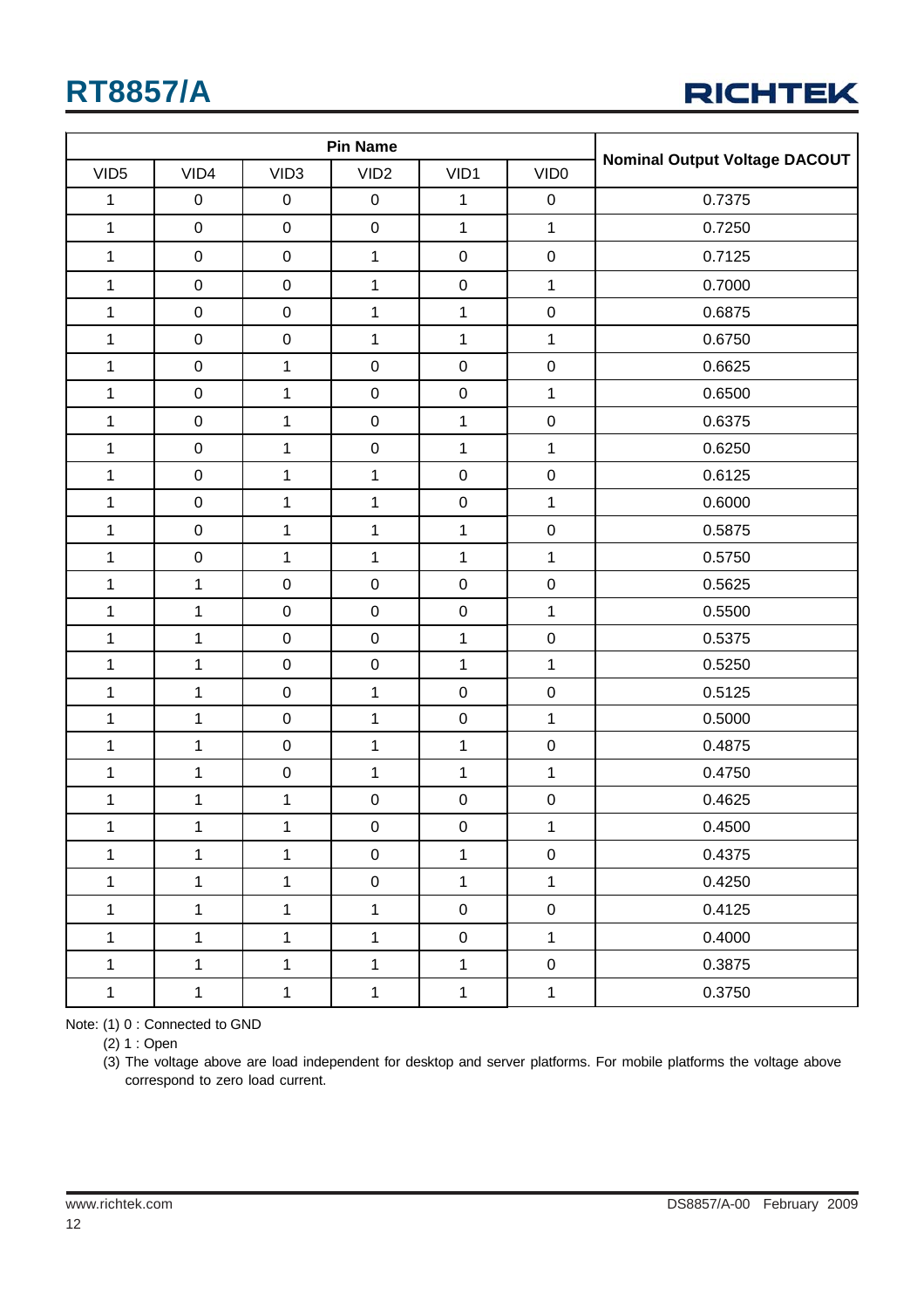| Pin Name | | | | | | Nominal Output Voltage DACOUT |
|---|---|---|---|---|---|---|
| VID5 | VID4 | VID3 | VID2 | VID1 | VID0 | |
| 1 | 0 | 0 | 0 | 1 | 0 | 0.7375 |
| 1 | 0 | 0 | 0 | 1 | 1 | 0.7250 |
| 1 | 0 | 0 | 1 | 0 | 0 | 0.7125 |
| 1 | 0 | 0 | 1 | 0 | 1 | 0.7000 |
| 1 | 0 | 0 | 1 | 1 | 0 | 0.6875 |
| 1 | 0 | 0 | 1 | 1 | 1 | 0.6750 |
| 1 | 0 | 1 | 0 | 0 | 0 | 0.6625 |
| 1 | 0 | 1 | 0 | 0 | 1 | 0.6500 |
| 1 | 0 | 1 | 0 | 1 | 0 | 0.6375 |
| 1 | 0 | 1 | 0 | 1 | 1 | 0.6250 |
| 1 | 0 | 1 | 1 | 0 | 0 | 0.6125 |
| 1 | 0 | 1 | 1 | 0 | 1 | 0.6000 |
| 1 | 0 | 1 | 1 | 1 | 0 | 0.5875 |
| 1 | 0 | 1 | 1 | 1 | 1 | 0.5750 |
| 1 | 1 | 0 | 0 | 0 | 0 | 0.5625 |
| 1 | 1 | 0 | 0 | 0 | 1 | 0.5500 |
| 1 | 1 | 0 | 0 | 1 | 0 | 0.5375 |
| 1 | 1 | 0 | 0 | 1 | 1 | 0.5250 |
| 1 | 1 | 0 | 1 | 0 | 0 | 0.5125 |
| 1 | 1 | 0 | 1 | 0 | 1 | 0.5000 |
| 1 | 1 | 0 | 1 | 1 | 0 | 0.4875 |
| 1 | 1 | 0 | 1 | 1 | 1 | 0.4750 |
| 1 | 1 | 1 | 0 | 0 | 0 | 0.4625 |
| 1 | 1 | 1 | 0 | 0 | 1 | 0.4500 |
| 1 | 1 | 1 | 0 | 1 | 0 | 0.4375 |
| 1 | 1 | 1 | 0 | 1 | 1 | 0.4250 |
| 1 | 1 | 1 | 1 | 0 | 0 | 0.4125 |
| 1 | 1 | 1 | 1 | 0 | 1 | 0.4000 |
| 1 | 1 | 1 | 1 | 1 | 0 | 0.3875 |
| 1 | 1 | 1 | 1 | 1 | 1 | 0.3750 |

Note: (1) 0 : Connected to GND

(2) 1 : Open

(3) The voltage above are load independent for desktop and server platforms. For mobile platforms the voltage above correspond to zero load current.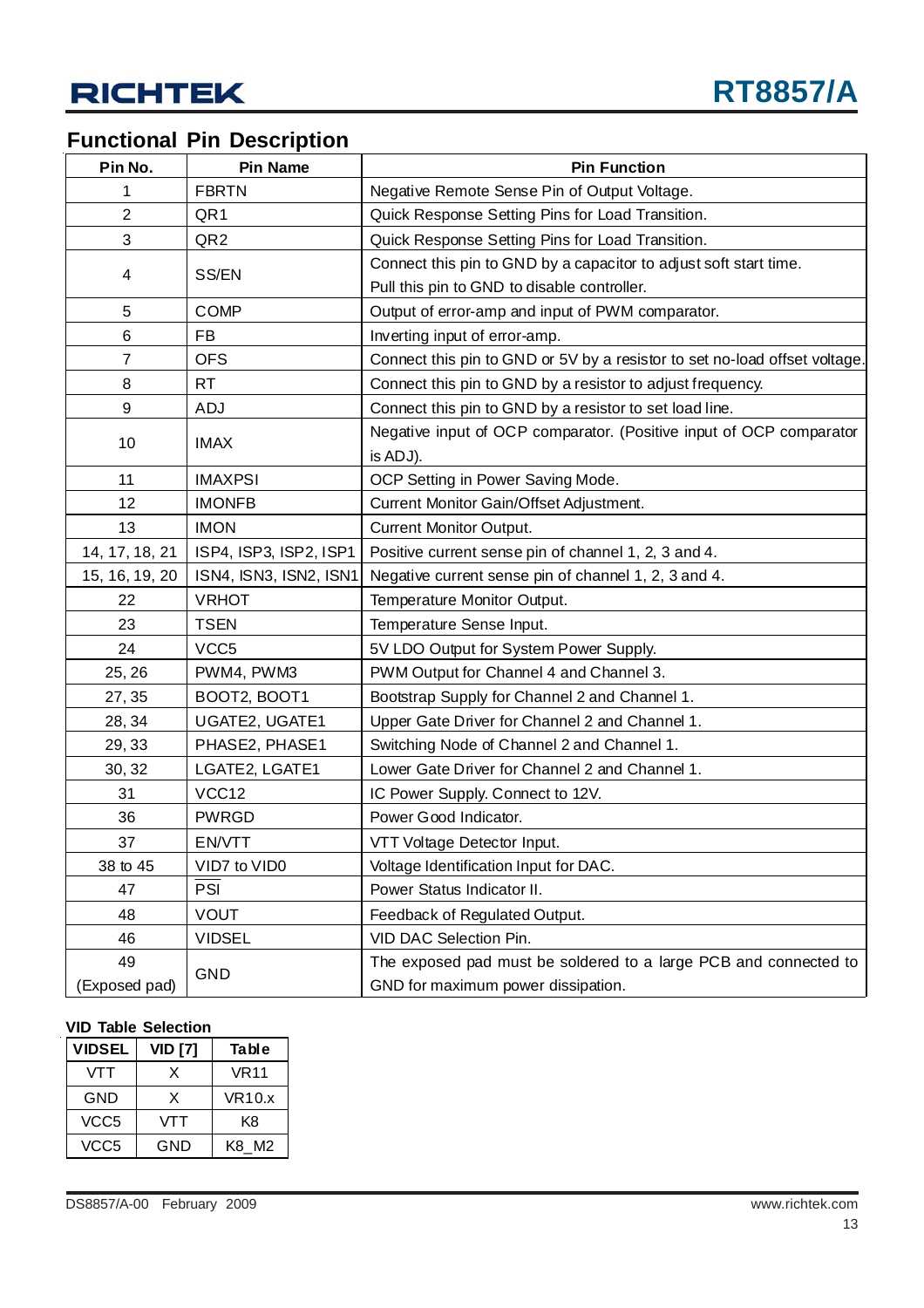## Functional Pin Description

| Pin No. | Pin Name | Pin Function |
|---|---|---|
| 1 | FBRTN | Negative Remote Sense Pin of Output Voltage. |
| 2 | QR1 | Quick Response Setting Pins for Load Transition. |
| 3 | QR2 | Quick Response Setting Pins for Load Transition. |
| 4 | SS/EN | Connect this pin to GND by a capacitor to adjust soft start time. Pull this pin to GND to disable controller. |
| 5 | COMP | Output of error-amp and input of PWM comparator. |
| 6 | FB | Inverting input of error-amp. |
| 7 | OFS | Connect this pin to GND or 5V by a resistor to set no-load offset voltage. |
| 8 | RT | Connect this pin to GND by a resistor to adjust frequency. |
| 9 | ADJ | Connect this pin to GND by a resistor to set load line. |
| 10 | IMAX | Negative input of OCP comparator. (Positive input of OCP comparator is ADJ). |
| 11 | IMAXPSI | OCP Setting in Power Saving Mode. |
| 12 | IMONFB | Current Monitor Gain/Offset Adjustment. |
| 13 | IMON | Current Monitor Output. |
| 14, 17, 18, 21 | ISP4, ISP3, ISP2, ISP1 | Positive current sense pin of channel 1, 2, 3 and 4. |
| 15, 16, 19, 20 | ISN4, ISN3, ISN2, ISN1 | Negative current sense pin of channel 1, 2, 3 and 4. |
| 22 | VRHOT | Temperature Monitor Output. |
| 23 | TSEN | Temperature Sense Input. |
| 24 | VCC5 | 5V LDO Output for System Power Supply. |
| 25, 26 | PWM4, PWM3 | PWM Output for Channel 4 and Channel 3. |
| 27, 35 | BOOT2, BOOT1 | Bootstrap Supply for Channel 2 and Channel 1. |
| 28, 34 | UGATE2, UGATE1 | Upper Gate Driver for Channel 2 and Channel 1. |
| 29, 33 | PHASE2, PHASE1 | Switching Node of Channel 2 and Channel 1. |
| 30, 32 | LGATE2, LGATE1 | Lower Gate Driver for Channel 2 and Channel 1. |
| 31 | VCC12 | IC Power Supply. Connect to 12V. |
| 36 | PWRGD | Power Good Indicator. |
| 37 | EN/VTT | VTT Voltage Detector Input. |
| 38 to 45 | VID7 to VID0 | Voltage Identification Input for DAC. |
| 47 | PSI | Power Status Indicator II. |
| 48 | VOUT | Feedback of Regulated Output. |
| 46 | VIDSEL | VID DAC Selection Pin. |
| 49 (Exposed pad) | GND | The exposed pad must be soldered to a large PCB and connected to GND for maximum power dissipation. |

**VID Table Selection**

| VIDSEL | VID [7] | Table |
|---|---|---|
| VTT | X | VR11 |
| GND | X | VR10.x |
| VCC5 | VTT | K8 |
| VCC5 | GND | K8_M2 |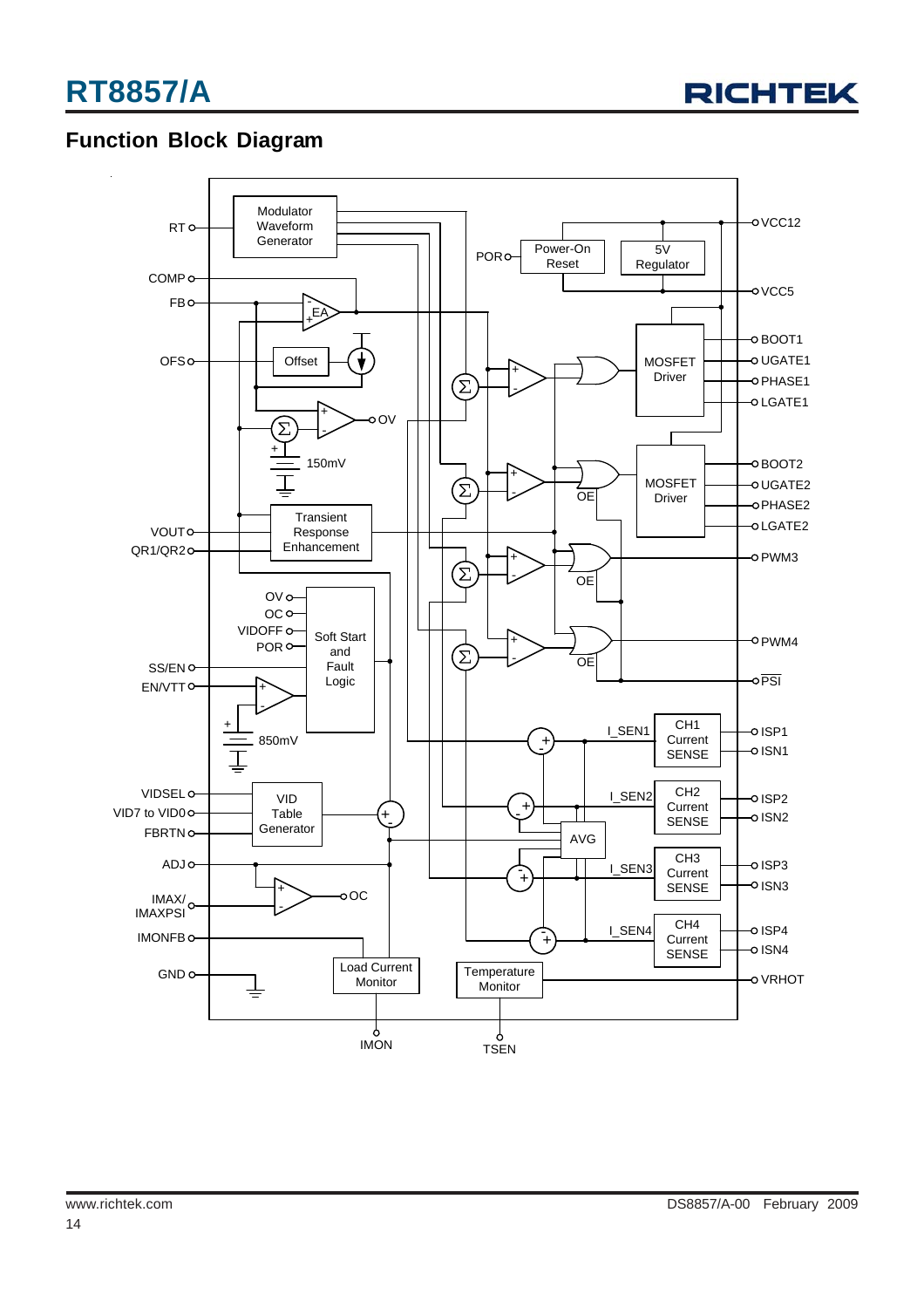## Function Block Diagram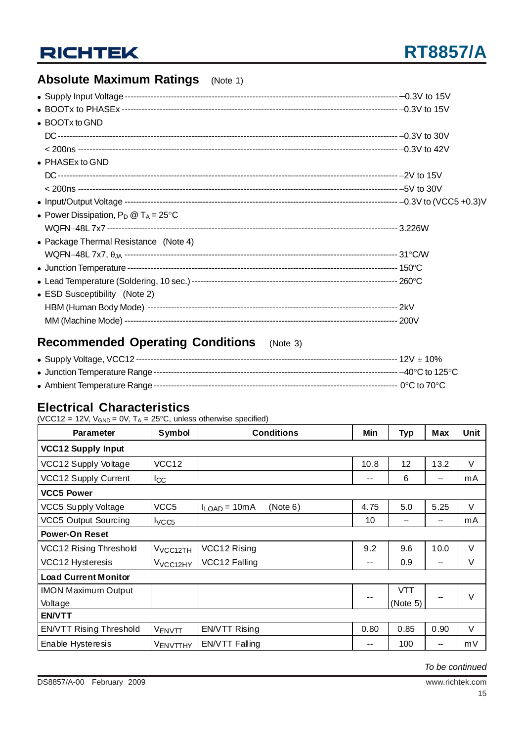## Absolute Maximum Ratings (Note 1)

- Supply Input Voltage ---------------------------------------------------------------------------------------------------- −0.3V to 15V
- BOOTx to PHASEx ------------------------------------------------------------------------------------------------------------ −0.3V to 15V
- BOOTx to GND
  - DC ----------------------------------------------------------------------------------------------------------------------------------- −0.3V to 30V
  - < 200ns -------------------------------------------------------------------------------------------------------------------------- −0.3V to 42V
- PHASEx to GND
  - DC ----------------------------------------------------------------------------------------------------------------------------------- −2V to 15V
  - < 200ns -------------------------------------------------------------------------------------------------------------------------- −5V to 30V
- Input/Output Voltage ------------------------------------------------------------------------------------------------------ −0.3V to (VCC5 +0.3)V
- Power Dissipation, $P_D$ @ $T_A$ = 25°C
  - WQFN−48L 7x7 ---------------------------------------------------------------------------------------------------------- 3.226W
- Package Thermal Resistance (Note 4)
  - WQFN−48L 7x7, $\theta_{JA}$ --------------------------------------------------------------------------------------------- 31°C/W
- Junction Temperature ------------------------------------------------------------------------------------------------------ 150°C
- Lead Temperature (Soldering, 10 sec.) ----------------------------------------------------------------------------- 260°C
- ESD Susceptibility (Note 2)
  - HBM (Human Body Mode) ----------------------------------------------------------------------------------------------- 2kV
  - MM (Machine Mode) ------------------------------------------------------------------------------------------------------- 200V

## Recommended Operating Conditions (Note 3)

- Supply Voltage, VCC12 ----------------------------------------------------------------------------------------------------- 12V ± 10%
- Junction Temperature Range ----------------------------------------------------------------------------------------------- −40°C to 125°C
- Ambient Temperature Range ----------------------------------------------------------------------------------------------- 0°C to 70°C

## Electrical Characteristics

(VCC12 = 12V, $V_{GND}$ = 0V, $T_A$ = 25°C, unless otherwise specified)

| Parameter | Symbol | Conditions | Min | Typ | Max | Unit |
|---|---|---|---|---|---|---|
| **VCC12 Supply Input** | | | | | | |
| VCC12 Supply Voltage | VCC12 | | 10.8 | 12 | 13.2 | V |
| VCC12 Supply Current | $I_{CC}$ | | -- | 6 | -- | mA |
| **VCC5 Power** | | | | | | |
| VCC5 Supply Voltage | VCC5 | $I_{LOAD}$ = 10mA (Note 6) | 4.75 | 5.0 | 5.25 | V |
| VCC5 Output Sourcing | $I_{VCC5}$ | | 10 | -- | -- | mA |
| **Power-On Reset** | | | | | | |
| VCC12 Rising Threshold | $V_{VCC12TH}$ | VCC12 Rising | 9.2 | 9.6 | 10.0 | V |
| VCC12 Hysteresis | $V_{VCC12HY}$ | VCC12 Falling | -- | 0.9 | -- | V |
| **Load Current Monitor** | | | | | | |
| IMON Maximum Output Voltage | | | -- | VTT (Note 5) | -- | V |
| **EN/VTT** | | | | | | |
| EN/VTT Rising Threshold | $V_{ENVTT}$ | EN/VTT Rising | 0.80 | 0.85 | 0.90 | V |
| Enable Hysteresis | $V_{ENVTTHY}$ | EN/VTT Falling | -- | 100 | -- | mV |

*To be continued*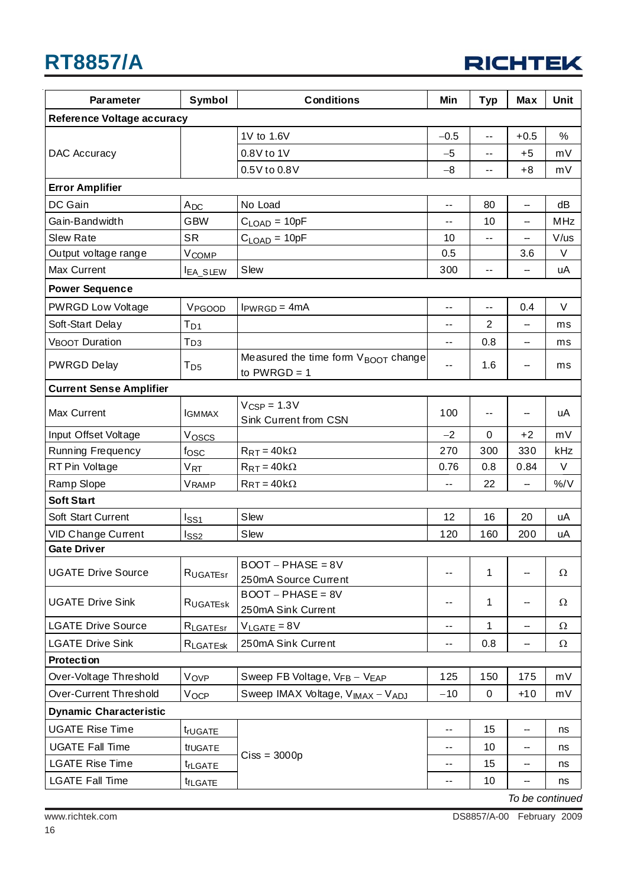| Parameter | Symbol | Conditions | Min | Typ | Max | Unit |
|---|---|---|---|---|---|---|
| **Reference Voltage accuracy** | | | | | | |
| DAC Accuracy | | 1V to 1.6V | −0.5 | -- | +0.5 | % |
| | | 0.8V to 1V | −5 | -- | +5 | mV |
| | | 0.5V to 0.8V | −8 | -- | +8 | mV |
| **Error Amplifier** | | | | | | |
| DC Gain | $A_{DC}$ | No Load | -- | 80 | -- | dB |
| Gain-Bandwidth | GBW | $C_{LOAD}$ = 10pF | -- | 10 | -- | MHz |
| Slew Rate | SR | $C_{LOAD}$ = 10pF | 10 | -- | -- | V/us |
| Output voltage range | $V_{COMP}$ | | 0.5 | | 3.6 | V |
| Max Current | $I_{EA\_SLEW}$ | Slew | 300 | -- | -- | uA |
| **Power Sequence** | | | | | | |
| PWRGD Low Voltage | $V_{PGOOD}$ | $I_{PWRGD}$ = 4mA | -- | -- | 0.4 | V |
| Soft-Start Delay | $T_{D1}$ | | -- | 2 | -- | ms |
| $V_{BOOT}$ Duration | $T_{D3}$ | | -- | 0.8 | -- | ms |
| PWRGD Delay | $T_{D5}$ | Measured the time form $V_{BOOT}$ change to PWRGD = 1 | -- | 1.6 | -- | ms |
| **Current Sense Amplifier** | | | | | | |
| Max Current | $I_{GMMAX}$ | $V_{CSP}$ = 1.3V Sink Current from CSN | 100 | -- | -- | uA |
| Input Offset Voltage | $V_{OSCS}$ | | −2 | 0 | +2 | mV |
| Running Frequency | $f_{OSC}$ | $R_{RT}$ = 40kΩ | 270 | 300 | 330 | kHz |
| RT Pin Voltage | $V_{RT}$ | $R_{RT}$ = 40kΩ | 0.76 | 0.8 | 0.84 | V |
| Ramp Slope | $V_{RAMP}$ | $R_{RT}$ = 40kΩ | -- | 22 | -- | %/V |
| **Soft Start** | | | | | | |
| Soft Start Current | $I_{SS1}$ | Slew | 12 | 16 | 20 | uA |
| VID Change Current | $I_{SS2}$ | Slew | 120 | 160 | 200 | uA |
| **Gate Driver** | | | | | | |
| UGATE Drive Source | $R_{UGATEsr}$ | BOOT − PHASE = 8V 250mA Source Current | -- | 1 | -- | Ω |
| UGATE Drive Sink | $R_{UGATEsk}$ | BOOT − PHASE = 8V 250mA Sink Current | -- | 1 | -- | Ω |
| LGATE Drive Source | $R_{LGATEsr}$ | $V_{LGATE}$ = 8V | -- | 1 | -- | Ω |
| LGATE Drive Sink | $R_{LGATEsk}$ | 250mA Sink Current | -- | 0.8 | -- | Ω |
| **Protection** | | | | | | |
| Over-Voltage Threshold | $V_{OVP}$ | Sweep FB Voltage, $V_{FB}$ − $V_{EAP}$ | 125 | 150 | 175 | mV |
| Over-Current Threshold | $V_{OCP}$ | Sweep IMAX Voltage, $V_{IMAX}$ − $V_{ADJ}$ | −10 | 0 | +10 | mV |
| **Dynamic Characteristic** | | | | | | |
| UGATE Rise Time | $t_{rUGATE}$ | Ciss = 3000p | -- | 15 | -- | ns |
| UGATE Fall Time | $t_{fUGATE}$ | | -- | 10 | -- | ns |
| LGATE Rise Time | $t_{rLGATE}$ | | -- | 15 | -- | ns |
| LGATE Fall Time | $t_{fLGATE}$ | | -- | 10 | -- | ns |

*To be continued*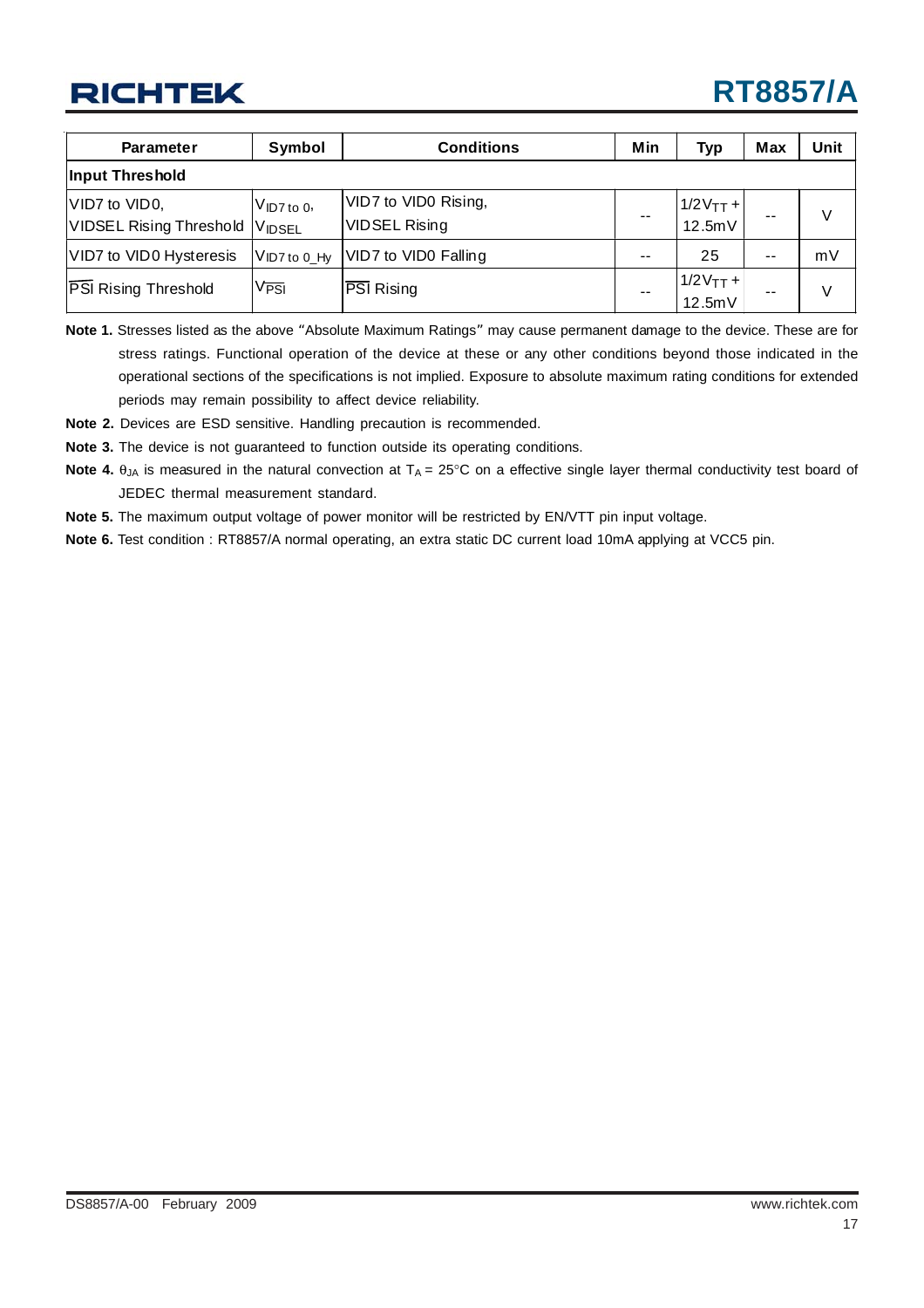| Parameter | Symbol | Conditions | Min | Typ | Max | Unit |
|---|---|---|---|---|---|---|
| **Input Threshold** | | | | | | |
| VID7 to VID0, VIDSEL Rising Threshold | $V_{ID7\ to\ 0}$, $V_{IDSEL}$ | VID7 to VID0 Rising, VIDSEL Rising | -- | $1/2V_{TT}$ + 12.5mV | -- | V |
| VID7 to VID0 Hysteresis | $V_{ID7\ to\ 0\_Hy}$ | VID7 to VID0 Falling | -- | 25 | -- | mV |
| $\overline{PSI}$ Rising Threshold | $V_{\overline{PSI}}$ | $\overline{PSI}$ Rising | -- | $1/2V_{TT}$ + 12.5mV | -- | V |

**Note 1.** Stresses listed as the above "Absolute Maximum Ratings" may cause permanent damage to the device. These are for stress ratings. Functional operation of the device at these or any other conditions beyond those indicated in the operational sections of the specifications is not implied. Exposure to absolute maximum rating conditions for extended periods may remain possibility to affect device reliability.

**Note 2.** Devices are ESD sensitive. Handling precaution is recommended.

**Note 3.** The device is not guaranteed to function outside its operating conditions.

**Note 4.** $\theta_{JA}$ is measured in the natural convection at $T_A$ = 25°C on a effective single layer thermal conductivity test board of JEDEC thermal measurement standard.

**Note 5.** The maximum output voltage of power monitor will be restricted by EN/VTT pin input voltage.

**Note 6.** Test condition : RT8857/A normal operating, an extra static DC current load 10mA applying at VCC5 pin.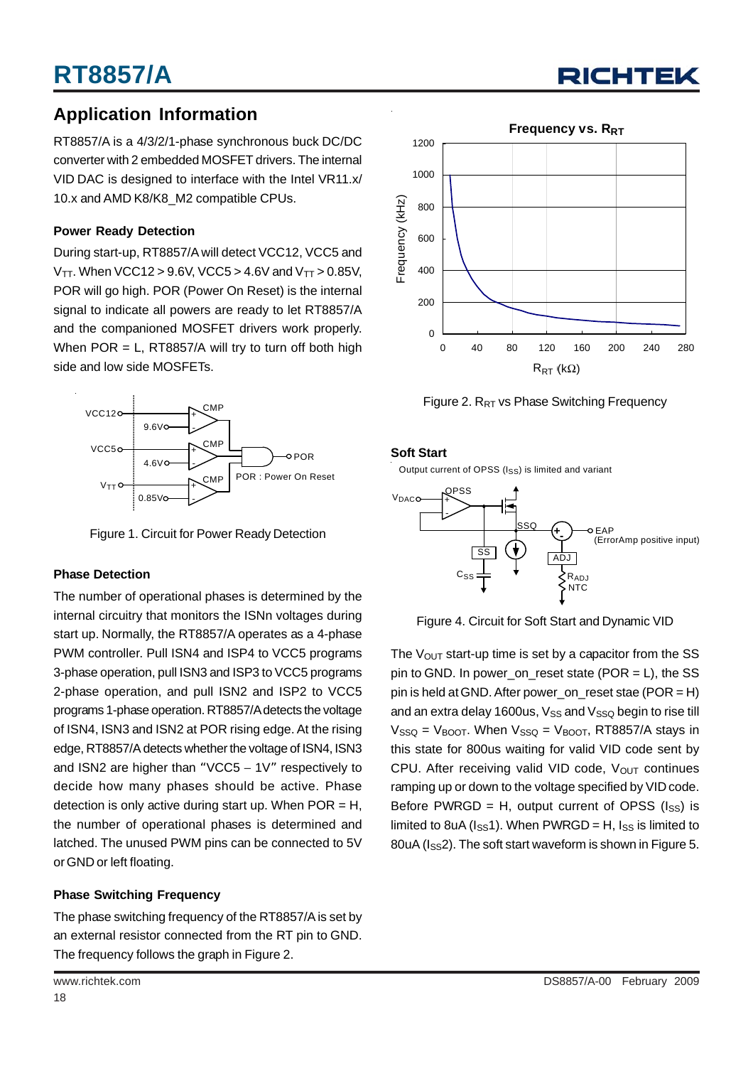## Application Information

RT8857/A is a 4/3/2/1-phase synchronous buck DC/DC converter with 2 embedded MOSFET drivers. The internal VID DAC is designed to interface with the Intel VR11.x/10.x and AMD K8/K8_M2 compatible CPUs.

### Power Ready Detection

During start-up, RT8857/A will detect VCC12, VCC5 and $V_{TT}$. When VCC12 > 9.6V, VCC5 > 4.6V and $V_{TT}$ > 0.85V, POR will go high. POR (Power On Reset) is the internal signal to indicate all powers are ready to let RT8857/A and the companioned MOSFET drivers work properly. When POR = L, RT8857/A will try to turn off both high side and low side MOSFETs.

Figure 1. Circuit for Power Ready Detection

### Phase Detection

The number of operational phases is determined by the internal circuitry that monitors the ISNn voltages during start up. Normally, the RT8857/A operates as a 4-phase PWM controller. Pull ISN4 and ISP4 to VCC5 programs 3-phase operation, pull ISN3 and ISP3 to VCC5 programs 2-phase operation, and pull ISN2 and ISP2 to VCC5 programs 1-phase operation. RT8857/A detects the voltage of ISN4, ISN3 and ISN2 at POR rising edge. At the rising edge, RT8857/A detects whether the voltage of ISN4, ISN3 and ISN2 are higher than "VCC5 − 1V" respectively to decide how many phases should be active. Phase detection is only active during start up. When POR = H, the number of operational phases is determined and latched. The unused PWM pins can be connected to 5V or GND or left floating.

### Phase Switching Frequency

The phase switching frequency of the RT8857/A is set by an external resistor connected from the RT pin to GND. The frequency follows the graph in Figure 2.

Figure 2. $R_{RT}$ vs Phase Switching Frequency

### Soft Start

Figure 4. Circuit for Soft Start and Dynamic VID

The $V_{OUT}$ start-up time is set by a capacitor from the SS pin to GND. In power_on_reset state (POR = L), the SS pin is held at GND. After power_on_reset stae (POR = H) and an extra delay 1600us, $V_{SS}$ and $V_{SSQ}$ begin to rise till $V_{SSQ}$ = $V_{BOOT}$. When $V_{SSQ}$ = $V_{BOOT}$, RT8857/A stays in this state for 800us waiting for valid VID code sent by CPU. After receiving valid VID code, $V_{OUT}$ continues ramping up or down to the voltage specified by VID code. Before PWRGD = H, output current of OPSS ($I_{SS}$) is limited to 8uA ($I_{SS}$1). When PWRGD = H, $I_{SS}$ is limited to 80uA ($I_{SS}$2). The soft start waveform is shown in Figure 5.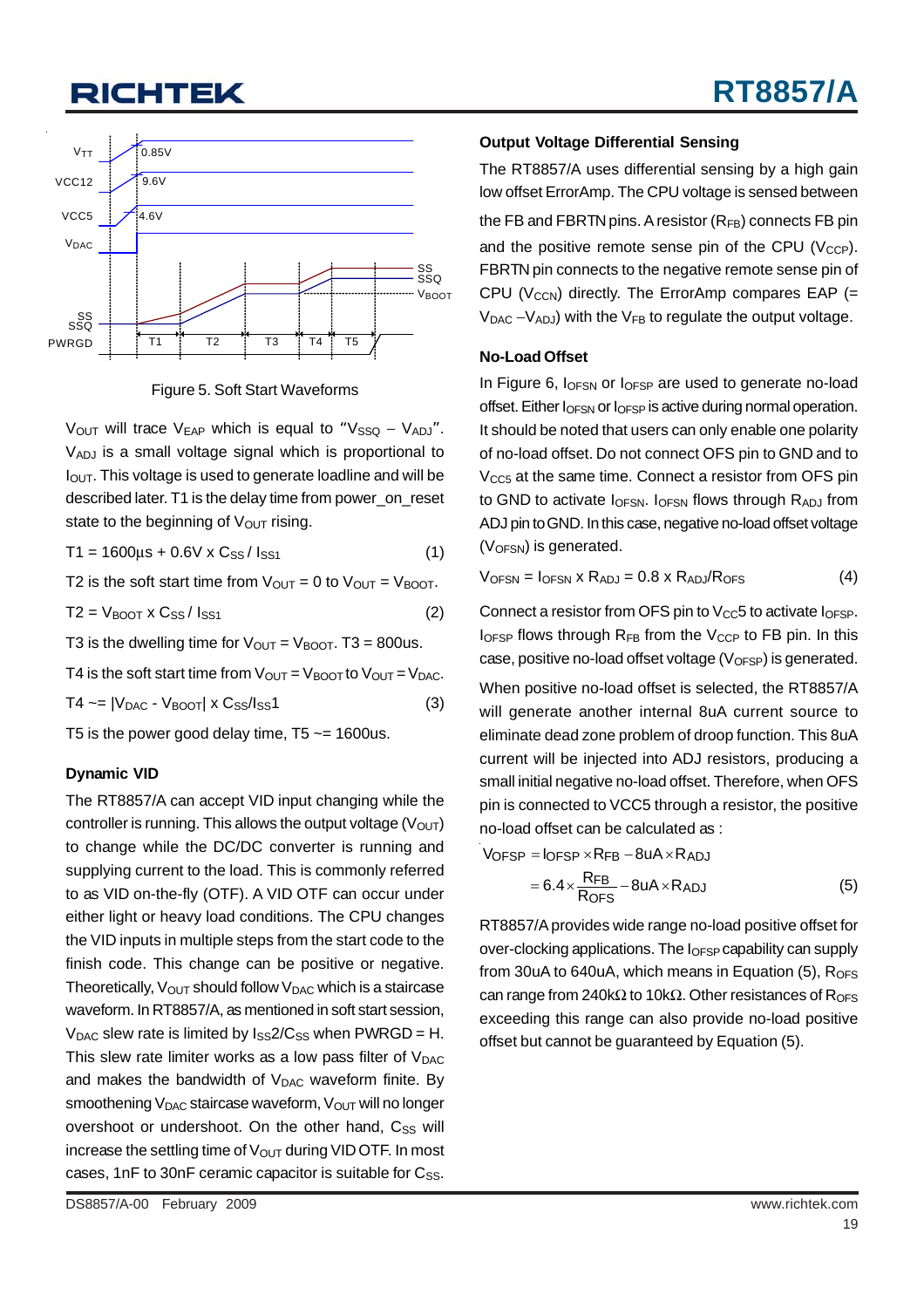Figure 5. Soft Start Waveforms

$V_{OUT}$ will trace $V_{EAP}$ which is equal to "$V_{SSQ} - V_{ADJ}$". $V_{ADJ}$ is a small voltage signal which is proportional to $I_{OUT}$. This voltage is used to generate loadline and will be described later. T1 is the delay time from power_on_reset state to the beginning of $V_{OUT}$ rising.

$$T1 = 1600\mu s + 0.6V \times C_{SS} / I_{SS1} \quad (1)$$

T2 is the soft start time from $V_{OUT} = 0$ to $V_{OUT} = V_{BOOT}$.

$$T2 = V_{BOOT} \times C_{SS} / I_{SS1} \quad (2)$$

T3 is the dwelling time for $V_{OUT} = V_{BOOT}$. T3 = 800us.

T4 is the soft start time from $V_{OUT} = V_{BOOT}$ to $V_{OUT} = V_{DAC}$.

$$T4 \sim= |V_{DAC} - V_{BOOT}| \times C_{SS}/I_{SS}1 \quad (3)$$

T5 is the power good delay time, T5 ~= 1600us.

### Dynamic VID

The RT8857/A can accept VID input changing while the controller is running. This allows the output voltage ($V_{OUT}$) to change while the DC/DC converter is running and supplying current to the load. This is commonly referred to as VID on-the-fly (OTF). A VID OTF can occur under either light or heavy load conditions. The CPU changes the VID inputs in multiple steps from the start code to the finish code. This change can be positive or negative. Theoretically, $V_{OUT}$ should follow $V_{DAC}$ which is a staircase waveform. In RT8857/A, as mentioned in soft start session, $V_{DAC}$ slew rate is limited by $I_{SS}2/C_{SS}$ when PWRGD = H. This slew rate limiter works as a low pass filter of $V_{DAC}$ and makes the bandwidth of $V_{DAC}$ waveform finite. By smoothening $V_{DAC}$ staircase waveform, $V_{OUT}$ will no longer overshoot or undershoot. On the other hand, $C_{SS}$ will increase the settling time of $V_{OUT}$ during VID OTF. In most cases, 1nF to 30nF ceramic capacitor is suitable for $C_{SS}$.

### Output Voltage Differential Sensing

The RT8857/A uses differential sensing by a high gain low offset ErrorAmp. The CPU voltage is sensed between the FB and FBRTN pins. A resistor ($R_{FB}$) connects FB pin and the positive remote sense pin of the CPU ($V_{CCP}$). FBRTN pin connects to the negative remote sense pin of CPU ($V_{CCN}$) directly. The ErrorAmp compares EAP (= $V_{DAC} - V_{ADJ}$) with the $V_{FB}$ to regulate the output voltage.

### No-Load Offset

In Figure 6, $I_{OFSN}$ or $I_{OFSP}$ are used to generate no-load offset. Either $I_{OFSN}$ or $I_{OFSP}$ is active during normal operation. It should be noted that users can only enable one polarity of no-load offset. Do not connect OFS pin to GND and to $V_{CC5}$ at the same time. Connect a resistor from OFS pin to GND to activate $I_{OFSN}$. $I_{OFSN}$ flows through $R_{ADJ}$ from ADJ pin to GND. In this case, negative no-load offset voltage ($V_{OFSN}$) is generated.

$$V_{OFSN} = I_{OFSN} \times R_{ADJ} = 0.8 \times R_{ADJ}/R_{OFS} \quad (4)$$

Connect a resistor from OFS pin to $V_{CC}5$ to activate $I_{OFSP}$. $I_{OFSP}$ flows through $R_{FB}$ from the $V_{CCP}$ to FB pin. In this case, positive no-load offset voltage ($V_{OFSP}$) is generated.

When positive no-load offset is selected, the RT8857/A will generate another internal 8uA current source to eliminate dead zone problem of droop function. This 8uA current will be injected into ADJ resistors, producing a small initial negative no-load offset. Therefore, when OFS pin is connected to VCC5 through a resistor, the positive no-load offset can be calculated as :

$$V_{OFSP} = I_{OFSP} \times R_{FB} - 8uA \times R_{ADJ}$$
$$= 6.4 \times \frac{R_{FB}}{R_{OFS}} - 8uA \times R_{ADJ} \quad (5)$$

RT8857/A provides wide range no-load positive offset for over-clocking applications. The $I_{OFSP}$ capability can supply from 30uA to 640uA, which means in Equation (5), $R_{OFS}$ can range from 240kΩ to 10kΩ. Other resistances of $R_{OFS}$ exceeding this range can also provide no-load positive offset but cannot be guaranteed by Equation (5).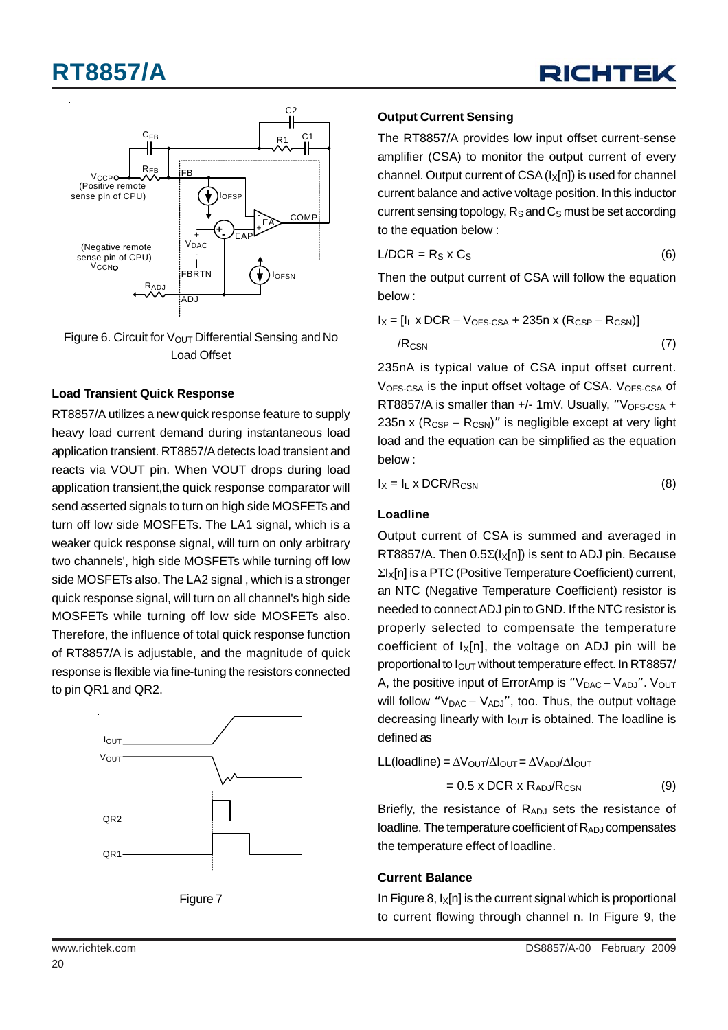Figure 6. Circuit for $V_{OUT}$ Differential Sensing and No Load Offset

### Load Transient Quick Response

RT8857/A utilizes a new quick response feature to supply heavy load current demand during instantaneous load application transient. RT8857/A detects load transient and reacts via VOUT pin. When VOUT drops during load application transient,the quick response comparator will send asserted signals to turn on high side MOSFETs and turn off low side MOSFETs. The LA1 signal, which is a weaker quick response signal, will turn on only arbitrary two channels', high side MOSFETs while turning off low side MOSFETs also. The LA2 signal , which is a stronger quick response signal, will turn on all channel's high side MOSFETs while turning off low side MOSFETs also. Therefore, the influence of total quick response function of RT8857/A is adjustable, and the magnitude of quick response is flexible via fine-tuning the resistors connected to pin QR1 and QR2.

Figure 7

### Output Current Sensing

The RT8857/A provides low input offset current-sense amplifier (CSA) to monitor the output current of every channel. Output current of CSA ($I_X[n]$) is used for channel current balance and active voltage position. In this inductor current sensing topology, $R_S$ and $C_S$ must be set according to the equation below :

$$L/DCR = R_S \times C_S \tag{6}$$

Then the output current of CSA will follow the equation below :

$$I_X = [I_L \times DCR - V_{OFS\text{-}CSA} + 235n \times (R_{CSP} - R_{CSN})] / R_{CSN} \tag{7}$$

235nA is typical value of CSA input offset current. $V_{OFS\text{-}CSA}$ is the input offset voltage of CSA. $V_{OFS\text{-}CSA}$ of RT8857/A is smaller than +/- 1mV. Usually, "$V_{OFS\text{-}CSA}$ + 235n x ($R_{CSP}$ – $R_{CSN}$)" is negligible except at very light load and the equation can be simplified as the equation below :

$$I_X = I_L \times DCR/R_{CSN} \tag{8}$$

### Loadline

Output current of CSA is summed and averaged in RT8857/A. Then $0.5\Sigma(I_X[n])$ is sent to ADJ pin. Because $\Sigma I_X[n]$ is a PTC (Positive Temperature Coefficient) current, an NTC (Negative Temperature Coefficient) resistor is needed to connect ADJ pin to GND. If the NTC resistor is properly selected to compensate the temperature coefficient of $I_X[n]$, the voltage on ADJ pin will be proportional to $I_{OUT}$ without temperature effect. In RT8857/A, the positive input of ErrorAmp is "$V_{DAC} - V_{ADJ}$". $V_{OUT}$ will follow "$V_{DAC} - V_{ADJ}$", too. Thus, the output voltage decreasing linearly with $I_{OUT}$ is obtained. The loadline is defined as

$$LL(\text{loadline}) = \Delta V_{OUT}/\Delta I_{OUT} = \Delta V_{ADJ}/\Delta I_{OUT}$$

$$= 0.5 \times DCR \times R_{ADJ}/R_{CSN} \tag{9}$$

Briefly, the resistance of $R_{ADJ}$ sets the resistance of loadline. The temperature coefficient of $R_{ADJ}$ compensates the temperature effect of loadline.

### Current Balance

In Figure 8, $I_X[n]$ is the current signal which is proportional to current flowing through channel n. In Figure 9, the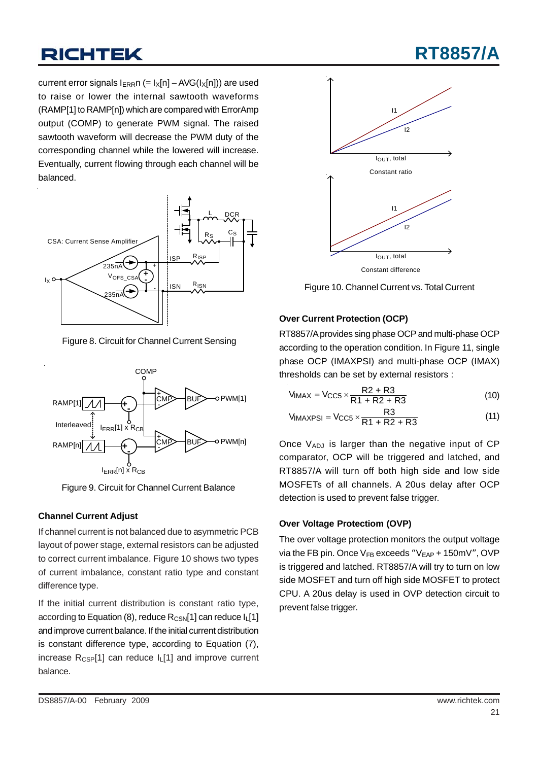current error signals $I_{ERR}n$ (= $I_X[n] - AVG(I_X[n])$) are used to raise or lower the internal sawtooth waveforms (RAMP[1] to RAMP[n]) which are compared with ErrorAmp output (COMP) to generate PWM signal. The raised sawtooth waveform will decrease the PWM duty of the corresponding channel while the lowered will increase. Eventually, current flowing through each channel will be balanced.

Figure 8. Circuit for Channel Current Sensing

Figure 9. Circuit for Channel Current Balance

### Channel Current Adjust

If channel current is not balanced due to asymmetric PCB layout of power stage, external resistors can be adjusted to correct current imbalance. Figure 10 shows two types of current imbalance, constant ratio type and constant difference type.

If the initial current distribution is constant ratio type, according to Equation (8), reduce $R_{CSN}[1]$ can reduce $I_L[1]$ and improve current balance. If the initial current distribution is constant difference type, according to Equation (7), increase $R_{CSP}[1]$ can reduce $I_L[1]$ and improve current balance.

Figure 10. Channel Current vs. Total Current

### Over Current Protection (OCP)

RT8857/A provides sing phase OCP and multi-phase OCP according to the operation condition. In Figure 11, single phase OCP (IMAXPSI) and multi-phase OCP (IMAX) thresholds can be set by external resistors :

$$V_{IMAX} = V_{CC5} \times \frac{R2 + R3}{R1 + R2 + R3} \quad (10)$$

$$V_{IMAXPSI} = V_{CC5} \times \frac{R3}{R1 + R2 + R3} \quad (11)$$

Once $V_{ADJ}$ is larger than the negative input of CP comparator, OCP will be triggered and latched, and RT8857/A will turn off both high side and low side MOSFETs of all channels. A 20us delay after OCP detection is used to prevent false trigger.

### Over Voltage Protection (OVP)

The over voltage protection monitors the output voltage via the FB pin. Once $V_{FB}$ exceeds "$V_{EAP}$ + 150mV", OVP is triggered and latched. RT8857/A will try to turn on low side MOSFET and turn off high side MOSFET to protect CPU. A 20us delay is used in OVP detection circuit to prevent false trigger.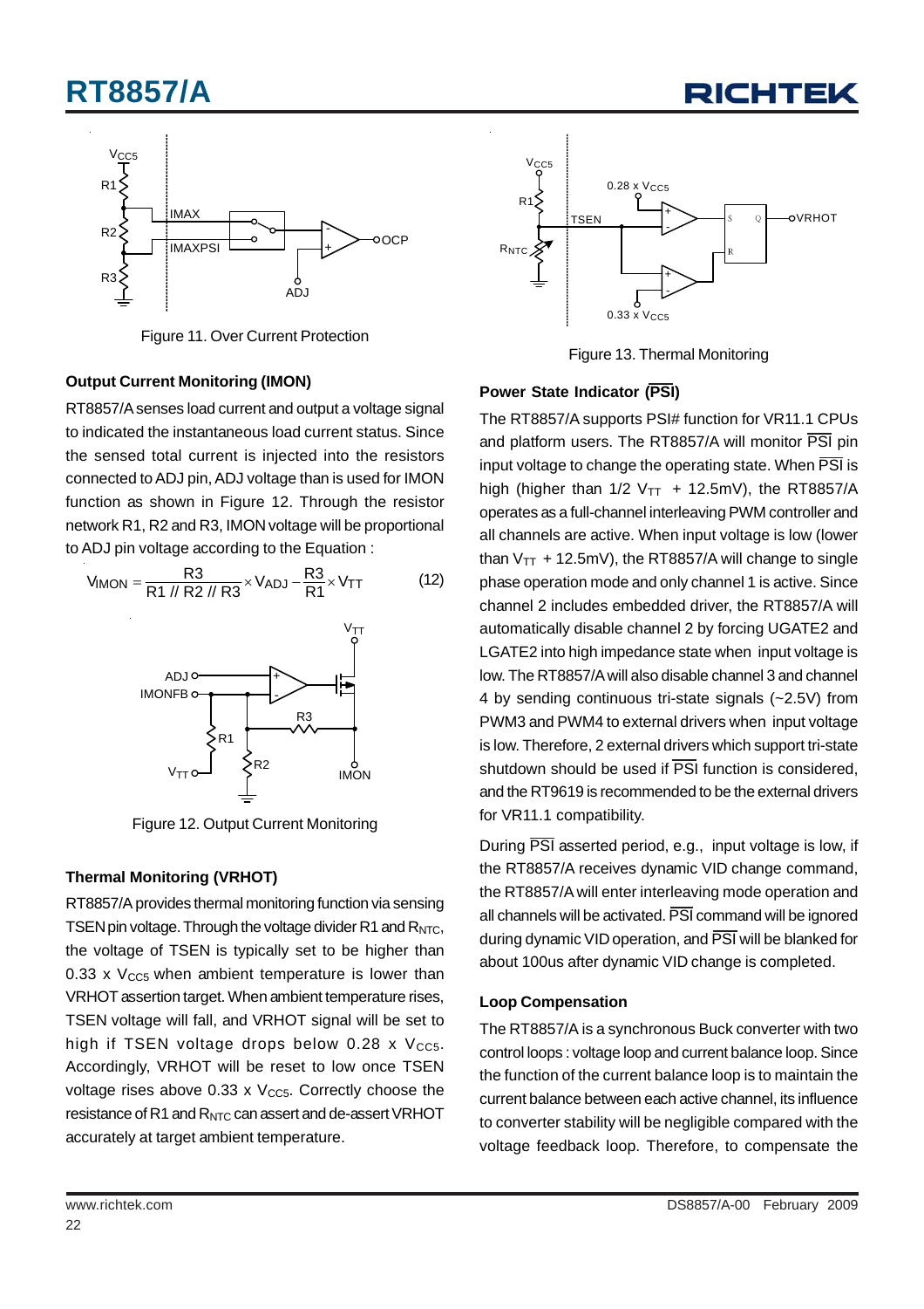Figure 11. Over Current Protection

### Output Current Monitoring (IMON)

RT8857/A senses load current and output a voltage signal to indicated the instantaneous load current status. Since the sensed total current is injected into the resistors connected to ADJ pin, ADJ voltage than is used for IMON function as shown in Figure 12. Through the resistor network R1, R2 and R3, IMON voltage will be proportional to ADJ pin voltage according to the Equation :

$$V_{IMON} = \frac{R3}{R1 \,//\, R2 \,//\, R3} \times V_{ADJ} - \frac{R3}{R1} \times V_{TT} \qquad (12)$$

Figure 12. Output Current Monitoring

### Thermal Monitoring (VRHOT)

RT8857/A provides thermal monitoring function via sensing TSEN pin voltage. Through the voltage divider R1 and $R_{NTC}$, the voltage of TSEN is typically set to be higher than 0.33 x $V_{CC5}$ when ambient temperature is lower than VRHOT assertion target. When ambient temperature rises, TSEN voltage will fall, and VRHOT signal will be set to high if TSEN voltage drops below 0.28 x $V_{CC5}$. Accordingly, VRHOT will be reset to low once TSEN voltage rises above 0.33 x $V_{CC5}$. Correctly choose the resistance of R1 and $R_{NTC}$ can assert and de-assert VRHOT accurately at target ambient temperature.

Figure 13. Thermal Monitoring

### Power State Indicator ($\overline{PSI}$)

The RT8857/A supports PSI# function for VR11.1 CPUs and platform users. The RT8857/A will monitor $\overline{PSI}$ pin input voltage to change the operating state. When $\overline{PSI}$ is high (higher than 1/2 $V_{TT}$ + 12.5mV), the RT8857/A operates as a full-channel interleaving PWM controller and all channels are active. When input voltage is low (lower than $V_{TT}$ + 12.5mV), the RT8857/A will change to single phase operation mode and only channel 1 is active. Since channel 2 includes embedded driver, the RT8857/A will automatically disable channel 2 by forcing UGATE2 and LGATE2 into high impedance state when input voltage is low. The RT8857/A will also disable channel 3 and channel 4 by sending continuous tri-state signals (~2.5V) from PWM3 and PWM4 to external drivers when input voltage is low. Therefore, 2 external drivers which support tri-state shutdown should be used if $\overline{PSI}$ function is considered, and the RT9619 is recommended to be the external drivers for VR11.1 compatibility.

During $\overline{PSI}$ asserted period, e.g., input voltage is low, if the RT8857/A receives dynamic VID change command, the RT8857/A will enter interleaving mode operation and all channels will be activated. $\overline{PSI}$ command will be ignored during dynamic VID operation, and $\overline{PSI}$ will be blanked for about 100us after dynamic VID change is completed.

### Loop Compensation

The RT8857/A is a synchronous Buck converter with two control loops : voltage loop and current balance loop. Since the function of the current balance loop is to maintain the current balance between each active channel, its influence to converter stability will be negligible compared with the voltage feedback loop. Therefore, to compensate the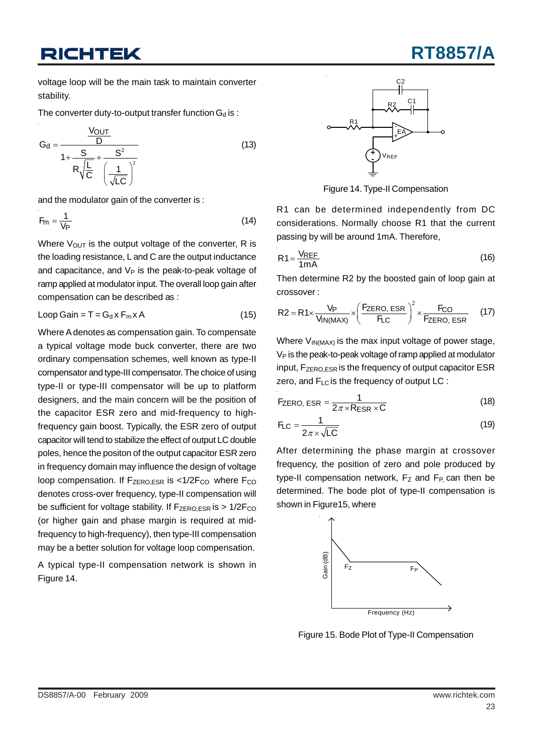voltage loop will be the main task to maintain converter stability.

The converter duty-to-output transfer function $G_d$ is :

$$G_d = \frac{\frac{V_{OUT}}{D}}{1 + \frac{S}{R\sqrt{\frac{L}{C}}} + \frac{S^2}{\left(\frac{1}{\sqrt{LC}}\right)^2}} \tag{13}$$

and the modulator gain of the converter is :

$$F_m = \frac{1}{V_P} \tag{14}$$

Where $V_{OUT}$ is the output voltage of the converter, R is the loading resistance, L and C are the output inductance and capacitance, and $V_P$ is the peak-to-peak voltage of ramp applied at modulator input. The overall loop gain after compensation can be described as :

$$\text{Loop Gain} = T = G_d \times F_m \times A \tag{15}$$

Where A denotes as compensation gain. To compensate a typical voltage mode buck converter, there are two ordinary compensation schemes, well known as type-II compensator and type-III compensator. The choice of using type-II or type-III compensator will be up to platform designers, and the main concern will be the position of the capacitor ESR zero and mid-frequency to high-frequency gain boost. Typically, the ESR zero of output capacitor will tend to stabilize the effect of output LC double poles, hence the positon of the output capacitor ESR zero in frequency domain may influence the design of voltage loop compensation. If $F_{ZERO,ESR}$ is <$1/2F_{CO}$ where $F_{CO}$ denotes cross-over frequency, type-II compensation will be sufficient for voltage stability. If $F_{ZERO,ESR}$ is > $1/2F_{CO}$ (or higher gain and phase margin is required at mid-frequency to high-frequency), then type-III compensation may be a better solution for voltage loop compensation.

A typical type-II compensation network is shown in Figure 14.

Figure 14. Type-II Compensation

R1 can be determined independently from DC considerations. Normally choose R1 that the current passing by will be around 1mA. Therefore,

$$R1 = \frac{V_{REF}}{1mA} \tag{16}$$

Then determine R2 by the boosted gain of loop gain at crossover :

$$R2 = R1 \times \frac{V_P}{V_{IN(MAX)}} \times \left(\frac{F_{ZERO,\,ESR}}{F_{LC}}\right)^2 \times \frac{F_{CO}}{F_{ZERO,\,ESR}} \tag{17}$$

Where $V_{IN(MAX)}$ is the max input voltage of power stage, $V_P$ is the peak-to-peak voltage of ramp applied at modulator input, $F_{ZERO,ESR}$ is the frequency of output capacitor ESR zero, and $F_{LC}$ is the frequency of output LC :

$$F_{ZERO,\,ESR} = \frac{1}{2\pi \times R_{ESR} \times C} \tag{18}$$

$$F_{LC} = \frac{1}{2\pi \times \sqrt{LC}} \tag{19}$$

After determining the phase margin at crossover frequency, the position of zero and pole produced by type-II compensation network, $F_Z$ and $F_P$, can then be determined. The bode plot of type-II compensation is shown in Figure15, where

Figure 15. Bode Plot of Type-II Compensation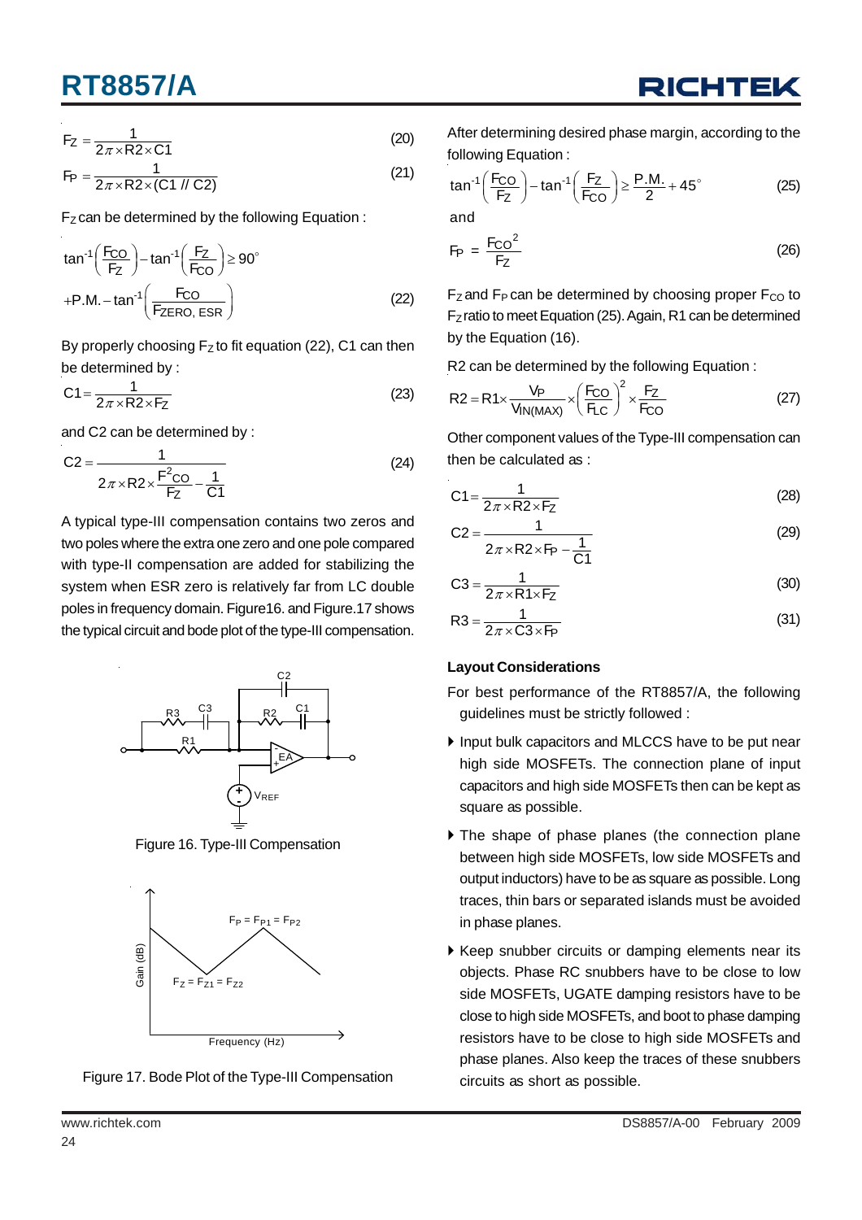$$F_Z = \frac{1}{2\pi \times R2 \times C1} \quad (20)$$

$$F_P = \frac{1}{2\pi \times R2 \times (C1\,//\,C2)} \quad (21)$$

$F_Z$ can be determined by the following Equation :

$$\tan^{-1}\left(\frac{F_{CO}}{F_Z}\right) - \tan^{-1}\left(\frac{F_Z}{F_{CO}}\right) \geq 90^\circ + P.M. - \tan^{-1}\left(\frac{F_{CO}}{F_{ZERO,\,ESR}}\right) \quad (22)$$

By properly choosing $F_Z$ to fit equation (22), C1 can then be determined by :

$$C1 = \frac{1}{2\pi \times R2 \times F_Z} \quad (23)$$

and C2 can be determined by :

$$C2 = \frac{1}{2\pi \times R2 \times \frac{F^2_{CO}}{F_Z} - \frac{1}{C1}} \quad (24)$$

A typical type-III compensation contains two zeros and two poles where the extra one zero and one pole compared with type-II compensation are added for stabilizing the system when ESR zero is relatively far from LC double poles in frequency domain. Figure16. and Figure.17 shows the typical circuit and bode plot of the type-III compensation.

Figure 16. Type-III Compensation

Figure 17. Bode Plot of the Type-III Compensation

After determining desired phase margin, according to the following Equation :

$$\tan^{-1}\left(\frac{F_{CO}}{F_Z}\right) - \tan^{-1}\left(\frac{F_Z}{F_{CO}}\right) \geq \frac{P.M.}{2} + 45^\circ \quad (25)$$

and

$$F_P = \frac{F_{CO}{}^2}{F_Z} \quad (26)$$

$F_Z$ and $F_P$ can be determined by choosing proper $F_{CO}$ to $F_Z$ ratio to meet Equation (25). Again, R1 can be determined by the Equation (16).

R2 can be determined by the following Equation :

$$R2 = R1 \times \frac{V_P}{V_{IN(MAX)}} \times \left(\frac{F_{CO}}{F_{LC}}\right)^2 \times \frac{F_Z}{F_{CO}} \quad (27)$$

Other component values of the Type-III compensation can then be calculated as :

$$C1 = \frac{1}{2\pi \times R2 \times F_Z} \quad (28)$$

$$C2 = \frac{1}{2\pi \times R2 \times F_P - \frac{1}{C1}} \quad (29)$$

$$C3 = \frac{1}{2\pi \times R1 \times F_Z} \quad (30)$$

$$R3 = \frac{1}{2\pi \times C3 \times F_P} \quad (31)$$

### Layout Considerations

For best performance of the RT8857/A, the following guidelines must be strictly followed :

- Input bulk capacitors and MLCCS have to be put near high side MOSFETs. The connection plane of input capacitors and high side MOSFETs then can be kept as square as possible.
- The shape of phase planes (the connection plane between high side MOSFETs, low side MOSFETs and output inductors) have to be as square as possible. Long traces, thin bars or separated islands must be avoided in phase planes.
- Keep snubber circuits or damping elements near its objects. Phase RC snubbers have to be close to low side MOSFETs, UGATE damping resistors have to be close to high side MOSFETs, and boot to phase damping resistors have to be close to high side MOSFETs and phase planes. Also keep the traces of these snubbers circuits as short as possible.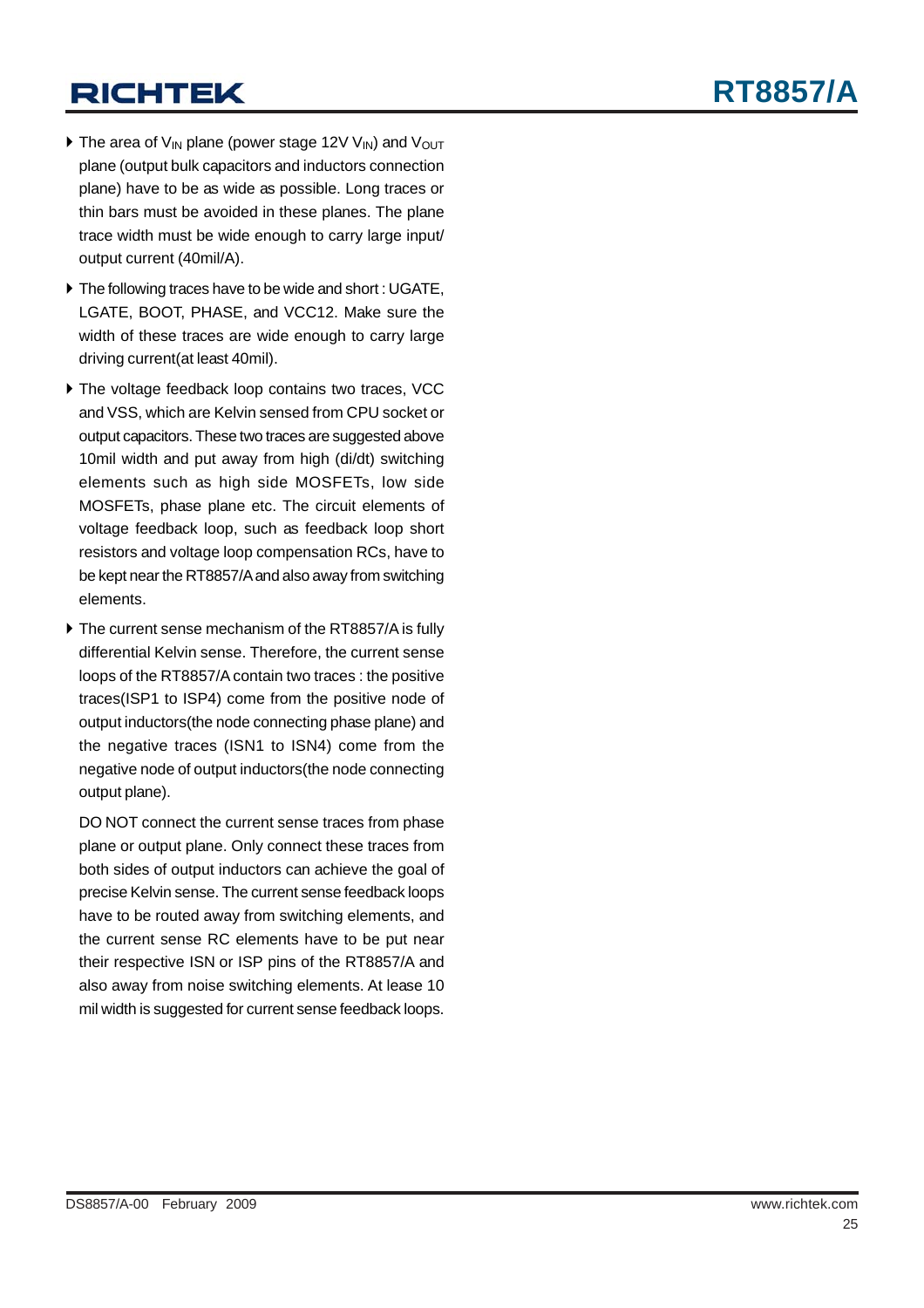- The area of $V_{IN}$ plane (power stage 12V $V_{IN}$) and $V_{OUT}$ plane (output bulk capacitors and inductors connection plane) have to be as wide as possible. Long traces or thin bars must be avoided in these planes. The plane trace width must be wide enough to carry large input/ output current (40mil/A).
- The following traces have to be wide and short : UGATE, LGATE, BOOT, PHASE, and VCC12. Make sure the width of these traces are wide enough to carry large driving current(at least 40mil).
- The voltage feedback loop contains two traces, VCC and VSS, which are Kelvin sensed from CPU socket or output capacitors. These two traces are suggested above 10mil width and put away from high (di/dt) switching elements such as high side MOSFETs, low side MOSFETs, phase plane etc. The circuit elements of voltage feedback loop, such as feedback loop short resistors and voltage loop compensation RCs, have to be kept near the RT8857/A and also away from switching elements.
- The current sense mechanism of the RT8857/A is fully differential Kelvin sense. Therefore, the current sense loops of the RT8857/A contain two traces : the positive traces(ISP1 to ISP4) come from the positive node of output inductors(the node connecting phase plane) and the negative traces (ISN1 to ISN4) come from the negative node of output inductors(the node connecting output plane).

  DO NOT connect the current sense traces from phase plane or output plane. Only connect these traces from both sides of output inductors can achieve the goal of precise Kelvin sense. The current sense feedback loops have to be routed away from switching elements, and the current sense RC elements have to be put near their respective ISN or ISP pins of the RT8857/A and also away from noise switching elements. At lease 10 mil width is suggested for current sense feedback loops.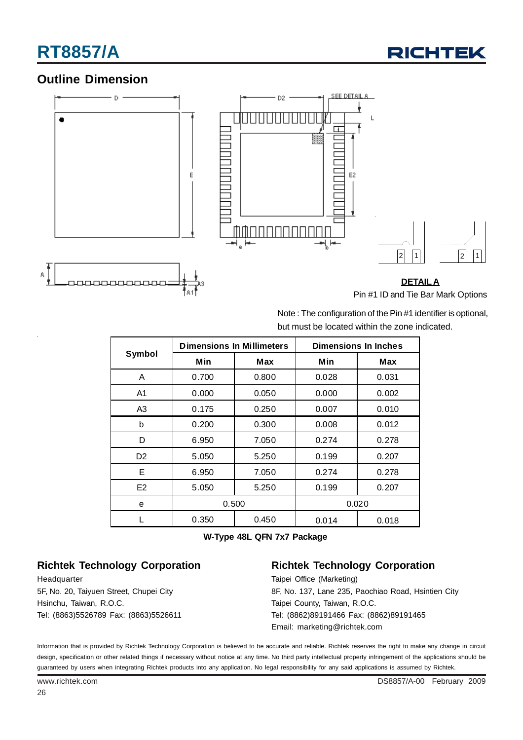## Outline Dimension

D

E

D2

SEE DETAIL A

L

E2

e

b

A

A3

A1

2 1

2 1

**DETAIL A**

Pin #1 ID and Tie Bar Mark Options

Note : The configuration of the Pin #1 identifier is optional, but must be located within the zone indicated.

| Symbol | Dimensions In Millimeters | | Dimensions In Inches | |
|---|---|---|---|---|
| | Min | Max | Min | Max |
| A | 0.700 | 0.800 | 0.028 | 0.031 |
| A1 | 0.000 | 0.050 | 0.000 | 0.002 |
| A3 | 0.175 | 0.250 | 0.007 | 0.010 |
| b | 0.200 | 0.300 | 0.008 | 0.012 |
| D | 6.950 | 7.050 | 0.274 | 0.278 |
| D2 | 5.050 | 5.250 | 0.199 | 0.207 |
| E | 6.950 | 7.050 | 0.274 | 0.278 |
| E2 | 5.050 | 5.250 | 0.199 | 0.207 |
| e | 0.500 | | 0.020 | |
| L | 0.350 | 0.450 | 0.014 | 0.018 |

**W-Type 48L QFN 7x7 Package**

### Richtek Technology Corporation

Headquarter
5F, No. 20, Taiyuen Street, Chupei City
Hsinchu, Taiwan, R.O.C.
Tel: (8863)5526789 Fax: (8863)5526611

### Richtek Technology Corporation

Taipei Office (Marketing)
8F, No. 137, Lane 235, Paochiao Road, Hsintien City
Taipei County, Taiwan, R.O.C.
Tel: (8862)89191466 Fax: (8862)89191465
Email: marketing@richtek.com

Information that is provided by Richtek Technology Corporation is believed to be accurate and reliable. Richtek reserves the right to make any change in circuit design, specification or other related things if necessary without notice at any time. No third party intellectual property infringement of the applications should be guaranteed by users when integrating Richtek products into any application. No legal responsibility for any said applications is assumed by Richtek.